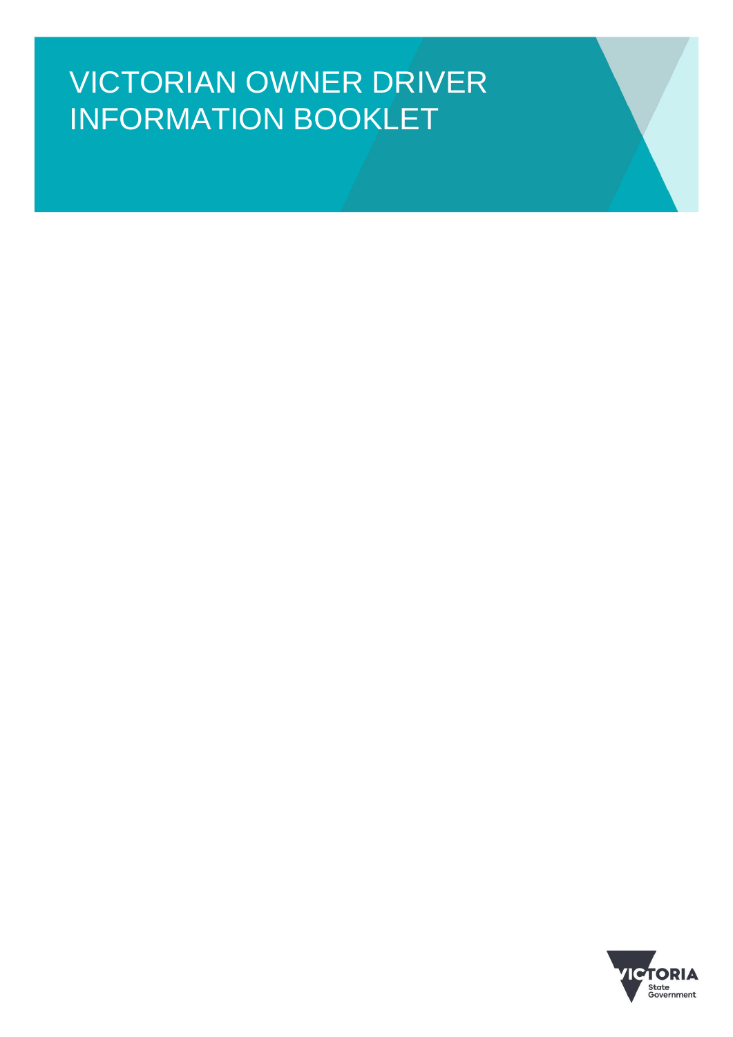# VICTORIAN OWNER DRIVER INFORMATION BOOKLET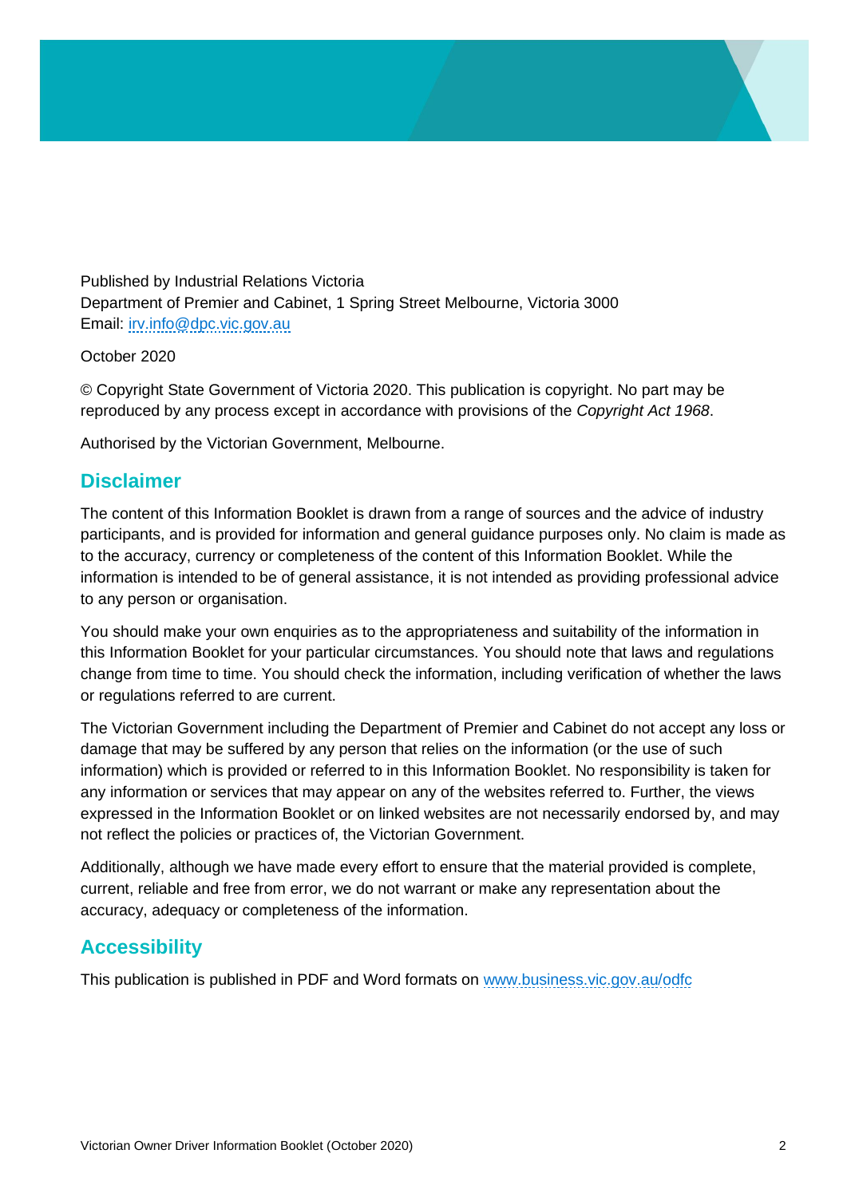Published by Industrial Relations Victoria
Department of Premier and Cabinet, 1 Spring Street Melbourne, Victoria 3000
Email: irv.info@dpc.vic.gov.au

October 2020

© Copyright State Government of Victoria 2020. This publication is copyright. No part may be reproduced by any process except in accordance with provisions of the *Copyright Act 1968*.

Authorised by the Victorian Government, Melbourne.

## Disclaimer

The content of this Information Booklet is drawn from a range of sources and the advice of industry participants, and is provided for information and general guidance purposes only. No claim is made as to the accuracy, currency or completeness of the content of this Information Booklet. While the information is intended to be of general assistance, it is not intended as providing professional advice to any person or organisation.

You should make your own enquiries as to the appropriateness and suitability of the information in this Information Booklet for your particular circumstances. You should note that laws and regulations change from time to time. You should check the information, including verification of whether the laws or regulations referred to are current.

The Victorian Government including the Department of Premier and Cabinet do not accept any loss or damage that may be suffered by any person that relies on the information (or the use of such information) which is provided or referred to in this Information Booklet. No responsibility is taken for any information or services that may appear on any of the websites referred to. Further, the views expressed in the Information Booklet or on linked websites are not necessarily endorsed by, and may not reflect the policies or practices of, the Victorian Government.

Additionally, although we have made every effort to ensure that the material provided is complete, current, reliable and free from error, we do not warrant or make any representation about the accuracy, adequacy or completeness of the information.

## Accessibility

This publication is published in PDF and Word formats on www.business.vic.gov.au/odfc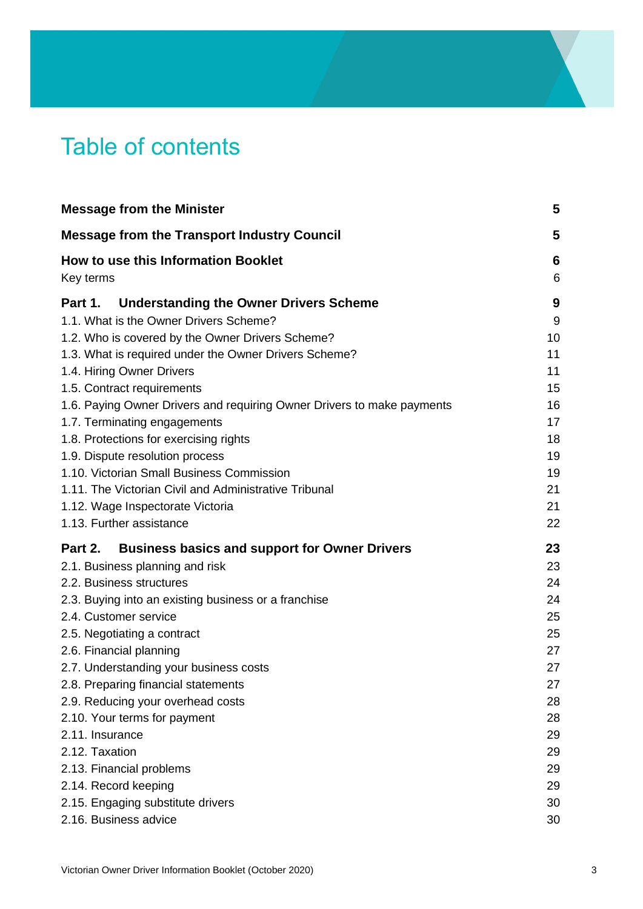# Table of contents

| | |
|---|---|
| **Message from the Minister** | **5** |
| **Message from the Transport Industry Council** | **5** |
| **How to use this Information Booklet** | **6** |
| Key terms | 6 |
| **Part 1. Understanding the Owner Drivers Scheme** | **9** |
| 1.1. What is the Owner Drivers Scheme? | 9 |
| 1.2. Who is covered by the Owner Drivers Scheme? | 10 |
| 1.3. What is required under the Owner Drivers Scheme? | 11 |
| 1.4. Hiring Owner Drivers | 11 |
| 1.5. Contract requirements | 15 |
| 1.6. Paying Owner Drivers and requiring Owner Drivers to make payments | 16 |
| 1.7. Terminating engagements | 17 |
| 1.8. Protections for exercising rights | 18 |
| 1.9. Dispute resolution process | 19 |
| 1.10. Victorian Small Business Commission | 19 |
| 1.11. The Victorian Civil and Administrative Tribunal | 21 |
| 1.12. Wage Inspectorate Victoria | 21 |
| 1.13. Further assistance | 22 |
| **Part 2. Business basics and support for Owner Drivers** | **23** |
| 2.1. Business planning and risk | 23 |
| 2.2. Business structures | 24 |
| 2.3. Buying into an existing business or a franchise | 24 |
| 2.4. Customer service | 25 |
| 2.5. Negotiating a contract | 25 |
| 2.6. Financial planning | 27 |
| 2.7. Understanding your business costs | 27 |
| 2.8. Preparing financial statements | 27 |
| 2.9. Reducing your overhead costs | 28 |
| 2.10. Your terms for payment | 28 |
| 2.11. Insurance | 29 |
| 2.12. Taxation | 29 |
| 2.13. Financial problems | 29 |
| 2.14. Record keeping | 29 |
| 2.15. Engaging substitute drivers | 30 |
| 2.16. Business advice | 30 |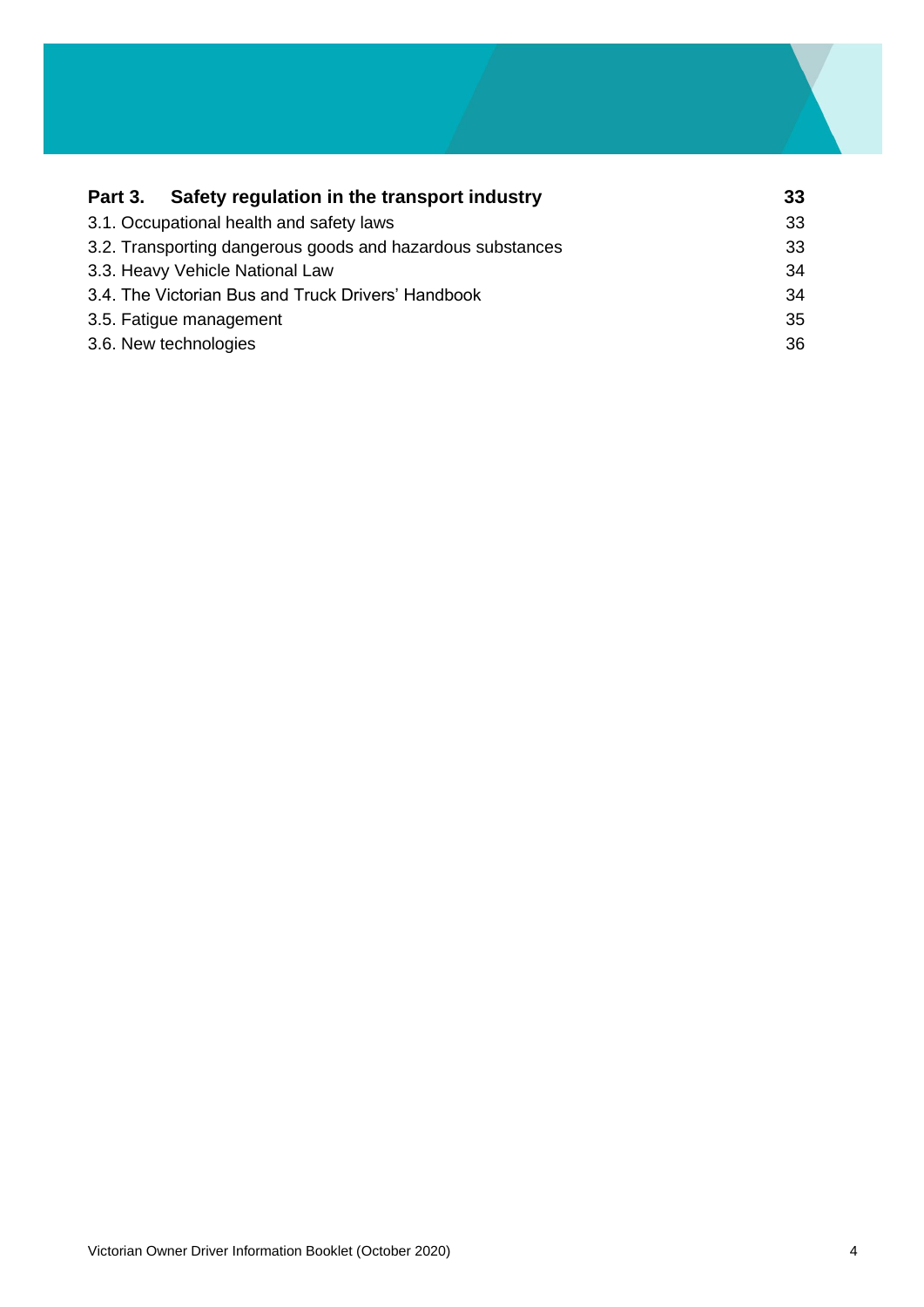| **Part 3. Safety regulation in the transport industry** | **33** |
| --- | --- |
| 3.1. Occupational health and safety laws | 33 |
| 3.2. Transporting dangerous goods and hazardous substances | 33 |
| 3.3. Heavy Vehicle National Law | 34 |
| 3.4. The Victorian Bus and Truck Drivers' Handbook | 34 |
| 3.5. Fatigue management | 35 |
| 3.6. New technologies | 36 |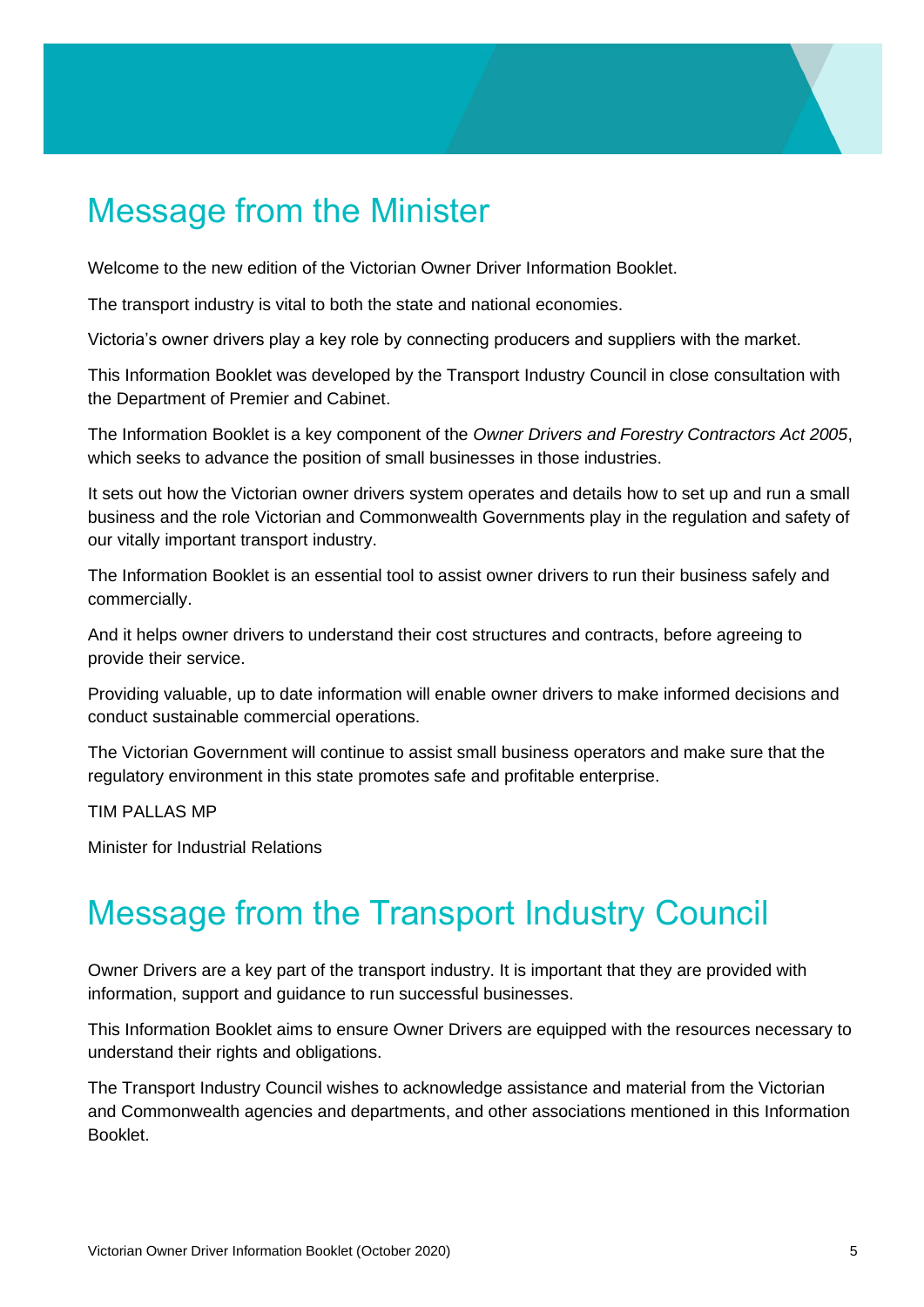# Message from the Minister

Welcome to the new edition of the Victorian Owner Driver Information Booklet.

The transport industry is vital to both the state and national economies.

Victoria's owner drivers play a key role by connecting producers and suppliers with the market.

This Information Booklet was developed by the Transport Industry Council in close consultation with the Department of Premier and Cabinet.

The Information Booklet is a key component of the *Owner Drivers and Forestry Contractors Act 2005*, which seeks to advance the position of small businesses in those industries.

It sets out how the Victorian owner drivers system operates and details how to set up and run a small business and the role Victorian and Commonwealth Governments play in the regulation and safety of our vitally important transport industry.

The Information Booklet is an essential tool to assist owner drivers to run their business safely and commercially.

And it helps owner drivers to understand their cost structures and contracts, before agreeing to provide their service.

Providing valuable, up to date information will enable owner drivers to make informed decisions and conduct sustainable commercial operations.

The Victorian Government will continue to assist small business operators and make sure that the regulatory environment in this state promotes safe and profitable enterprise.

TIM PALLAS MP

Minister for Industrial Relations

# Message from the Transport Industry Council

Owner Drivers are a key part of the transport industry. It is important that they are provided with information, support and guidance to run successful businesses.

This Information Booklet aims to ensure Owner Drivers are equipped with the resources necessary to understand their rights and obligations.

The Transport Industry Council wishes to acknowledge assistance and material from the Victorian and Commonwealth agencies and departments, and other associations mentioned in this Information Booklet.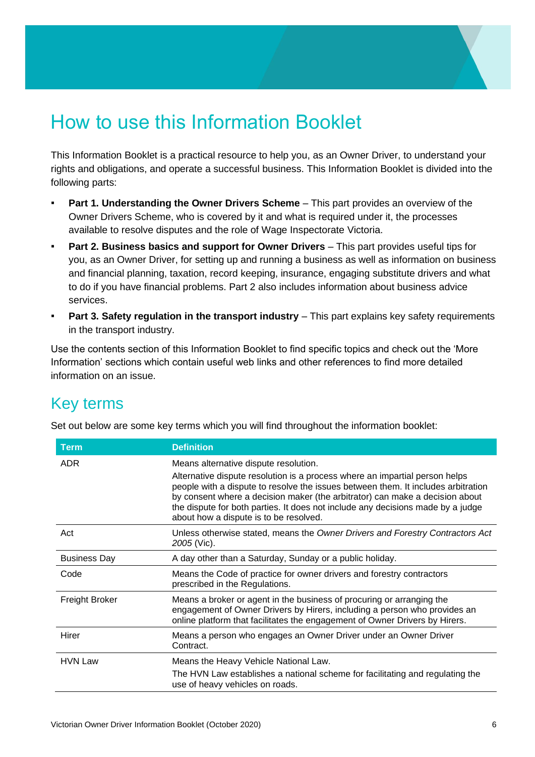# How to use this Information Booklet

This Information Booklet is a practical resource to help you, as an Owner Driver, to understand your rights and obligations, and operate a successful business. This Information Booklet is divided into the following parts:

- **Part 1. Understanding the Owner Drivers Scheme** – This part provides an overview of the Owner Drivers Scheme, who is covered by it and what is required under it, the processes available to resolve disputes and the role of Wage Inspectorate Victoria.
- **Part 2. Business basics and support for Owner Drivers** – This part provides useful tips for you, as an Owner Driver, for setting up and running a business as well as information on business and financial planning, taxation, record keeping, insurance, engaging substitute drivers and what to do if you have financial problems. Part 2 also includes information about business advice services.
- **Part 3. Safety regulation in the transport industry** – This part explains key safety requirements in the transport industry.

Use the contents section of this Information Booklet to find specific topics and check out the 'More Information' sections which contain useful web links and other references to find more detailed information on an issue.

## Key terms

Set out below are some key terms which you will find throughout the information booklet:

| Term | Definition |
| --- | --- |
| ADR | Means alternative dispute resolution. Alternative dispute resolution is a process where an impartial person helps people with a dispute to resolve the issues between them. It includes arbitration by consent where a decision maker (the arbitrator) can make a decision about the dispute for both parties. It does not include any decisions made by a judge about how a dispute is to be resolved. |
| Act | Unless otherwise stated, means the *Owner Drivers and Forestry Contractors Act 2005* (Vic). |
| Business Day | A day other than a Saturday, Sunday or a public holiday. |
| Code | Means the Code of practice for owner drivers and forestry contractors prescribed in the Regulations. |
| Freight Broker | Means a broker or agent in the business of procuring or arranging the engagement of Owner Drivers by Hirers, including a person who provides an online platform that facilitates the engagement of Owner Drivers by Hirers. |
| Hirer | Means a person who engages an Owner Driver under an Owner Driver Contract. |
| HVN Law | Means the Heavy Vehicle National Law. The HVN Law establishes a national scheme for facilitating and regulating the use of heavy vehicles on roads. |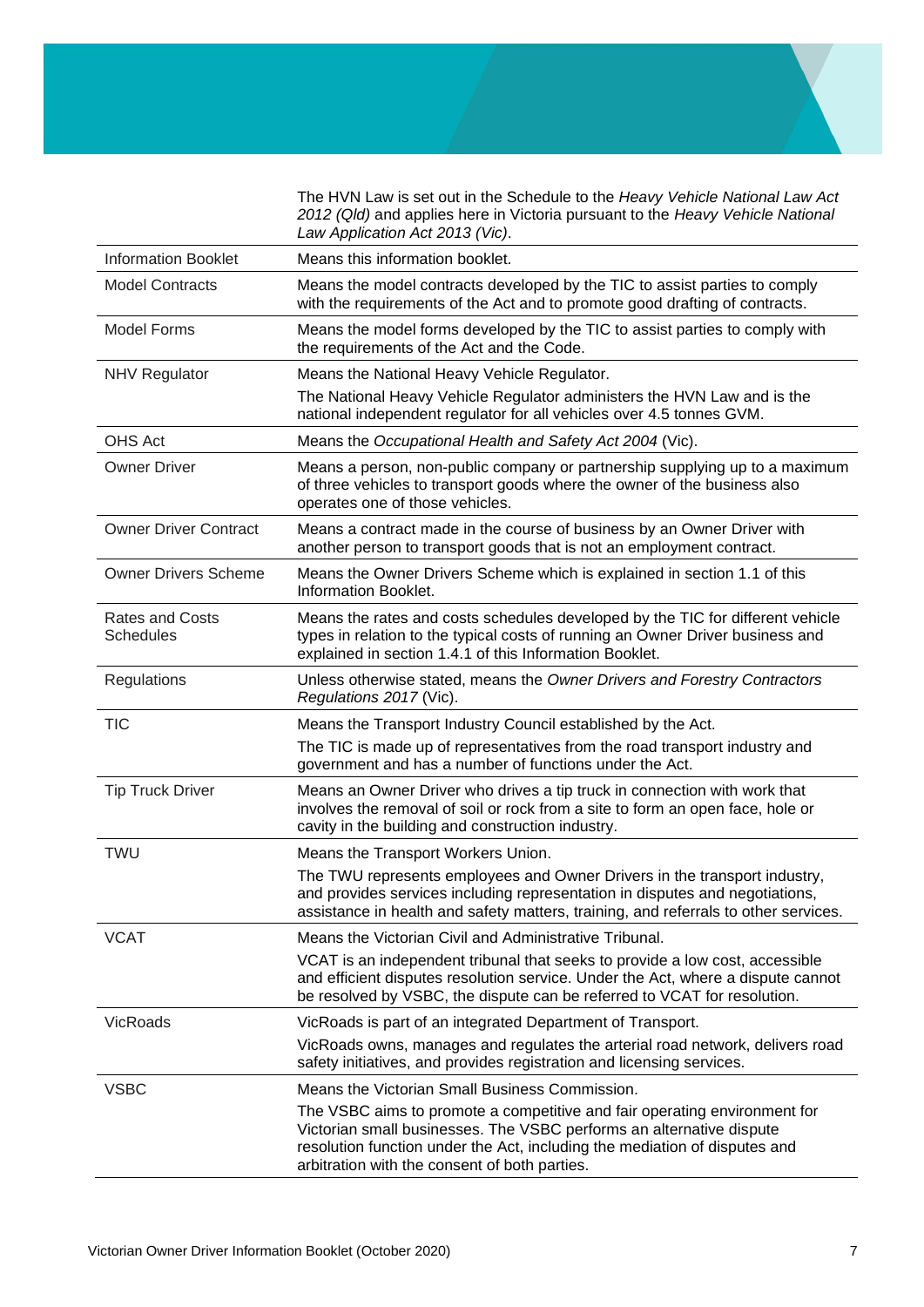| | |
|---|---|
| | The HVN Law is set out in the Schedule to the *Heavy Vehicle National Law Act 2012 (Qld)* and applies here in Victoria pursuant to the *Heavy Vehicle National Law Application Act 2013 (Vic)*. |
| Information Booklet | Means this information booklet. |
| Model Contracts | Means the model contracts developed by the TIC to assist parties to comply with the requirements of the Act and to promote good drafting of contracts. |
| Model Forms | Means the model forms developed by the TIC to assist parties to comply with the requirements of the Act and the Code. |
| NHV Regulator | Means the National Heavy Vehicle Regulator.<br>The National Heavy Vehicle Regulator administers the HVN Law and is the national independent regulator for all vehicles over 4.5 tonnes GVM. |
| OHS Act | Means the *Occupational Health and Safety Act 2004* (Vic). |
| Owner Driver | Means a person, non-public company or partnership supplying up to a maximum of three vehicles to transport goods where the owner of the business also operates one of those vehicles. |
| Owner Driver Contract | Means a contract made in the course of business by an Owner Driver with another person to transport goods that is not an employment contract. |
| Owner Drivers Scheme | Means the Owner Drivers Scheme which is explained in section 1.1 of this Information Booklet. |
| Rates and Costs Schedules | Means the rates and costs schedules developed by the TIC for different vehicle types in relation to the typical costs of running an Owner Driver business and explained in section 1.4.1 of this Information Booklet. |
| Regulations | Unless otherwise stated, means the *Owner Drivers and Forestry Contractors Regulations 2017* (Vic). |
| TIC | Means the Transport Industry Council established by the Act.<br>The TIC is made up of representatives from the road transport industry and government and has a number of functions under the Act. |
| Tip Truck Driver | Means an Owner Driver who drives a tip truck in connection with work that involves the removal of soil or rock from a site to form an open face, hole or cavity in the building and construction industry. |
| TWU | Means the Transport Workers Union.<br>The TWU represents employees and Owner Drivers in the transport industry, and provides services including representation in disputes and negotiations, assistance in health and safety matters, training, and referrals to other services. |
| VCAT | Means the Victorian Civil and Administrative Tribunal.<br>VCAT is an independent tribunal that seeks to provide a low cost, accessible and efficient disputes resolution service. Under the Act, where a dispute cannot be resolved by VSBC, the dispute can be referred to VCAT for resolution. |
| VicRoads | VicRoads is part of an integrated Department of Transport.<br>VicRoads owns, manages and regulates the arterial road network, delivers road safety initiatives, and provides registration and licensing services. |
| VSBC | Means the Victorian Small Business Commission.<br>The VSBC aims to promote a competitive and fair operating environment for Victorian small businesses. The VSBC performs an alternative dispute resolution function under the Act, including the mediation of disputes and arbitration with the consent of both parties. |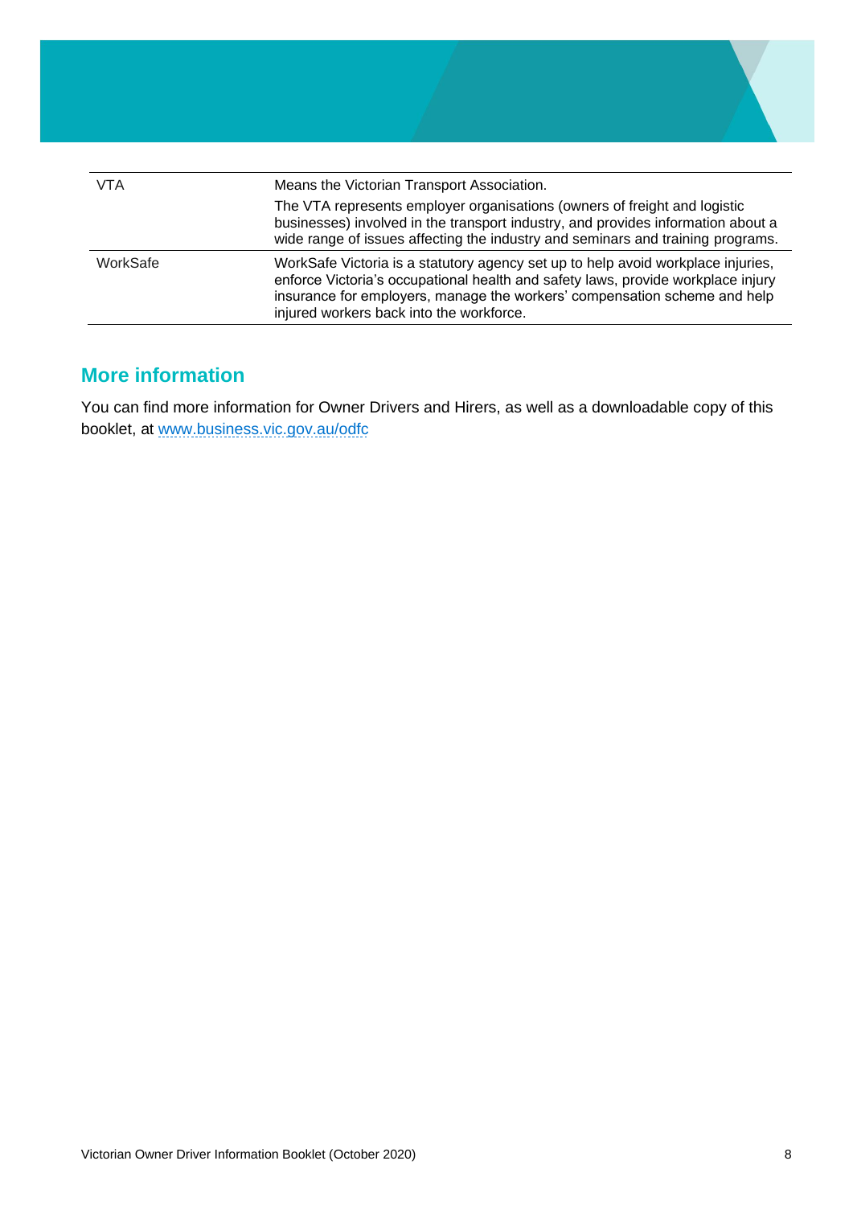| | |
|---|---|
| VTA | Means the Victorian Transport Association.<br>The VTA represents employer organisations (owners of freight and logistic businesses) involved in the transport industry, and provides information about a wide range of issues affecting the industry and seminars and training programs. |
| WorkSafe | WorkSafe Victoria is a statutory agency set up to help avoid workplace injuries, enforce Victoria's occupational health and safety laws, provide workplace injury insurance for employers, manage the workers' compensation scheme and help injured workers back into the workforce. |

## More information

You can find more information for Owner Drivers and Hirers, as well as a downloadable copy of this booklet, at www.business.vic.gov.au/odfc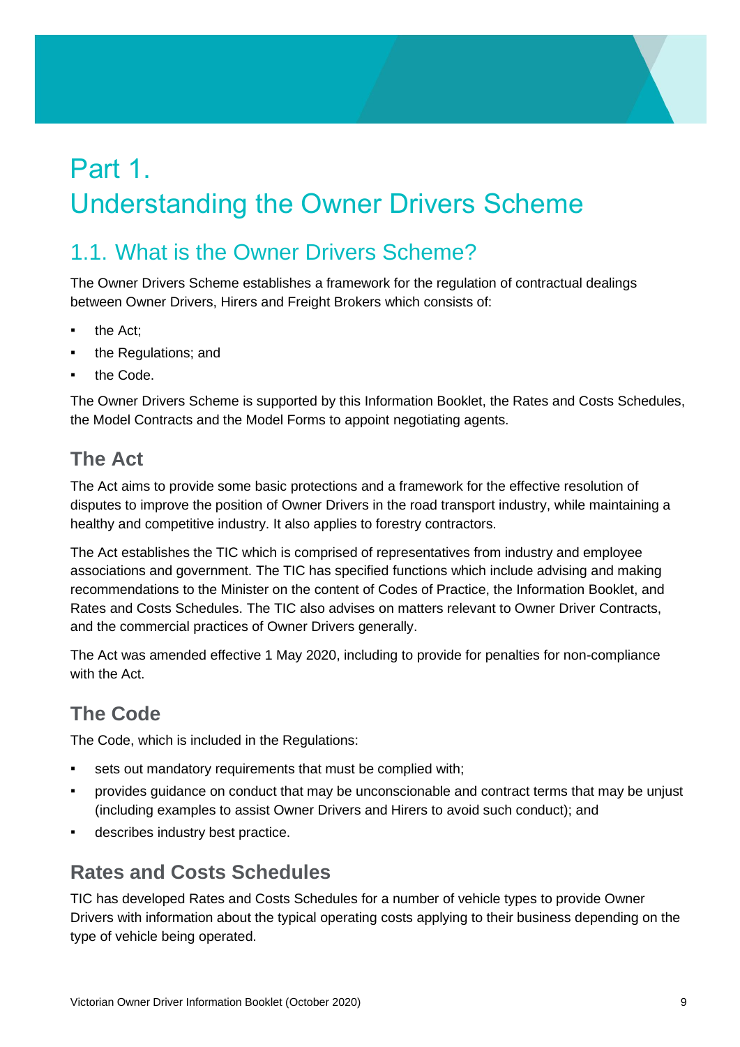# Part 1.
Understanding the Owner Drivers Scheme

## 1.1. What is the Owner Drivers Scheme?

The Owner Drivers Scheme establishes a framework for the regulation of contractual dealings between Owner Drivers, Hirers and Freight Brokers which consists of:

- the Act;
- the Regulations; and
- the Code.

The Owner Drivers Scheme is supported by this Information Booklet, the Rates and Costs Schedules, the Model Contracts and the Model Forms to appoint negotiating agents.

### The Act

The Act aims to provide some basic protections and a framework for the effective resolution of disputes to improve the position of Owner Drivers in the road transport industry, while maintaining a healthy and competitive industry. It also applies to forestry contractors.

The Act establishes the TIC which is comprised of representatives from industry and employee associations and government. The TIC has specified functions which include advising and making recommendations to the Minister on the content of Codes of Practice, the Information Booklet, and Rates and Costs Schedules. The TIC also advises on matters relevant to Owner Driver Contracts, and the commercial practices of Owner Drivers generally.

The Act was amended effective 1 May 2020, including to provide for penalties for non-compliance with the Act.

### The Code

The Code, which is included in the Regulations:

- sets out mandatory requirements that must be complied with;
- provides guidance on conduct that may be unconscionable and contract terms that may be unjust (including examples to assist Owner Drivers and Hirers to avoid such conduct); and
- describes industry best practice.

### Rates and Costs Schedules

TIC has developed Rates and Costs Schedules for a number of vehicle types to provide Owner Drivers with information about the typical operating costs applying to their business depending on the type of vehicle being operated.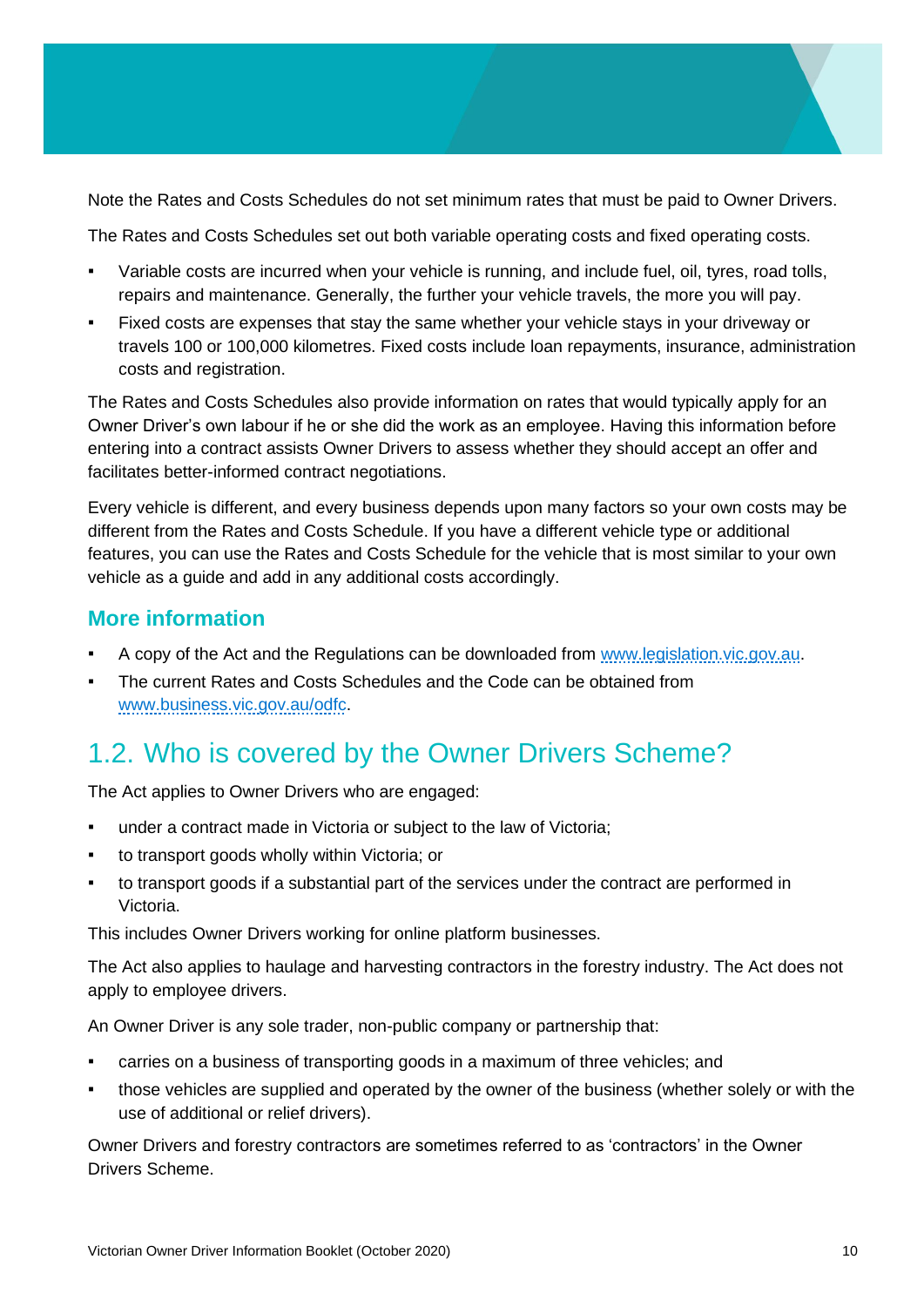Note the Rates and Costs Schedules do not set minimum rates that must be paid to Owner Drivers.

The Rates and Costs Schedules set out both variable operating costs and fixed operating costs.

- Variable costs are incurred when your vehicle is running, and include fuel, oil, tyres, road tolls, repairs and maintenance. Generally, the further your vehicle travels, the more you will pay.
- Fixed costs are expenses that stay the same whether your vehicle stays in your driveway or travels 100 or 100,000 kilometres. Fixed costs include loan repayments, insurance, administration costs and registration.

The Rates and Costs Schedules also provide information on rates that would typically apply for an Owner Driver's own labour if he or she did the work as an employee. Having this information before entering into a contract assists Owner Drivers to assess whether they should accept an offer and facilitates better-informed contract negotiations.

Every vehicle is different, and every business depends upon many factors so your own costs may be different from the Rates and Costs Schedule. If you have a different vehicle type or additional features, you can use the Rates and Costs Schedule for the vehicle that is most similar to your own vehicle as a guide and add in any additional costs accordingly.

### More information

- A copy of the Act and the Regulations can be downloaded from www.legislation.vic.gov.au.
- The current Rates and Costs Schedules and the Code can be obtained from www.business.vic.gov.au/odfc.

## 1.2. Who is covered by the Owner Drivers Scheme?

The Act applies to Owner Drivers who are engaged:

- under a contract made in Victoria or subject to the law of Victoria;
- to transport goods wholly within Victoria; or
- to transport goods if a substantial part of the services under the contract are performed in Victoria.

This includes Owner Drivers working for online platform businesses.

The Act also applies to haulage and harvesting contractors in the forestry industry. The Act does not apply to employee drivers.

An Owner Driver is any sole trader, non-public company or partnership that:

- carries on a business of transporting goods in a maximum of three vehicles; and
- those vehicles are supplied and operated by the owner of the business (whether solely or with the use of additional or relief drivers).

Owner Drivers and forestry contractors are sometimes referred to as 'contractors' in the Owner Drivers Scheme.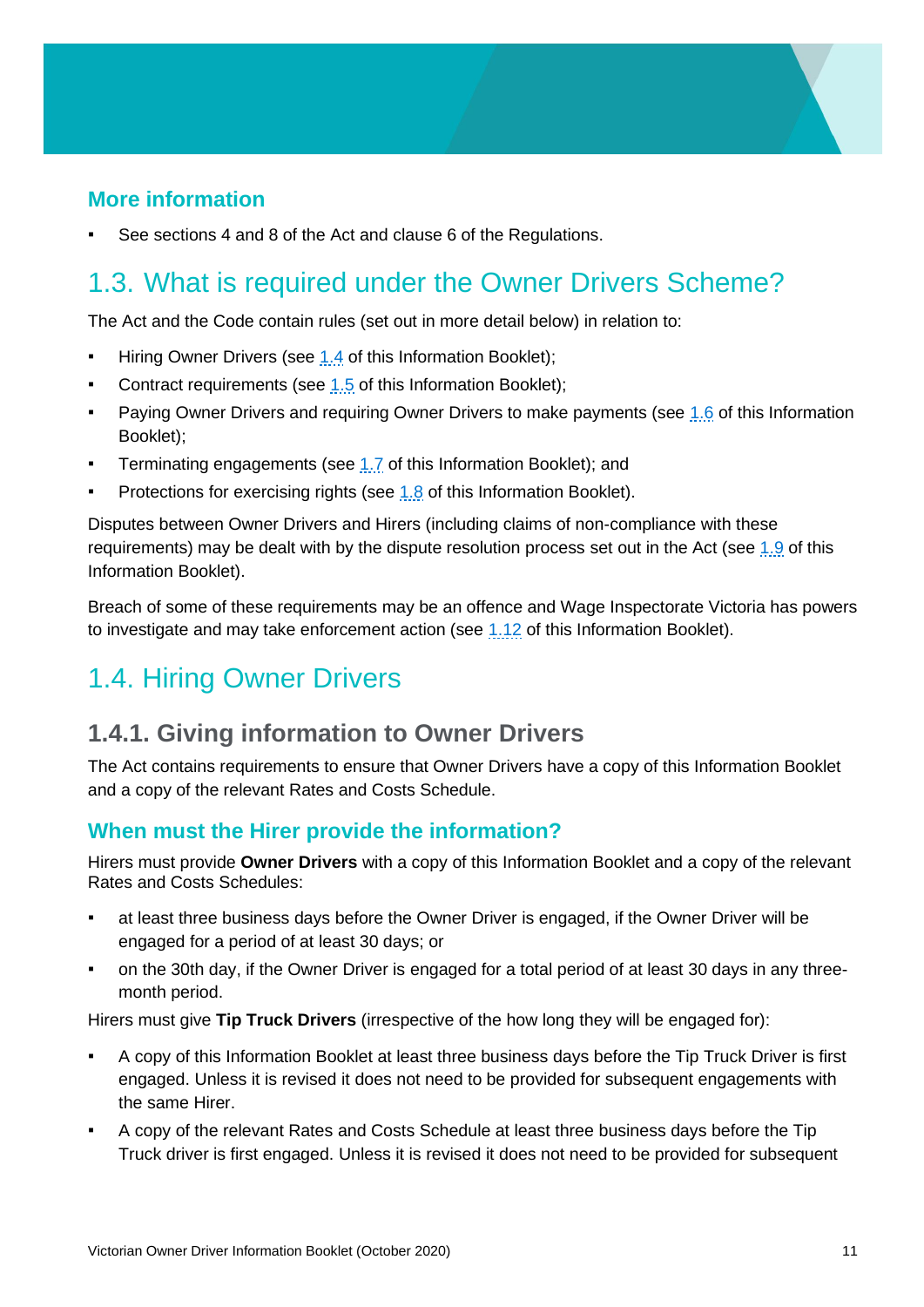### More information

- See sections 4 and 8 of the Act and clause 6 of the Regulations.

## 1.3. What is required under the Owner Drivers Scheme?

The Act and the Code contain rules (set out in more detail below) in relation to:

- Hiring Owner Drivers (see 1.4 of this Information Booklet);
- Contract requirements (see 1.5 of this Information Booklet);
- Paying Owner Drivers and requiring Owner Drivers to make payments (see 1.6 of this Information Booklet);
- Terminating engagements (see 1.7 of this Information Booklet); and
- Protections for exercising rights (see 1.8 of this Information Booklet).

Disputes between Owner Drivers and Hirers (including claims of non-compliance with these requirements) may be dealt with by the dispute resolution process set out in the Act (see 1.9 of this Information Booklet).

Breach of some of these requirements may be an offence and Wage Inspectorate Victoria has powers to investigate and may take enforcement action (see 1.12 of this Information Booklet).

## 1.4. Hiring Owner Drivers

### 1.4.1. Giving information to Owner Drivers

The Act contains requirements to ensure that Owner Drivers have a copy of this Information Booklet and a copy of the relevant Rates and Costs Schedule.

#### When must the Hirer provide the information?

Hirers must provide **Owner Drivers** with a copy of this Information Booklet and a copy of the relevant Rates and Costs Schedules:

- at least three business days before the Owner Driver is engaged, if the Owner Driver will be engaged for a period of at least 30 days; or
- on the 30th day, if the Owner Driver is engaged for a total period of at least 30 days in any three-month period.

Hirers must give **Tip Truck Drivers** (irrespective of the how long they will be engaged for):

- A copy of this Information Booklet at least three business days before the Tip Truck Driver is first engaged. Unless it is revised it does not need to be provided for subsequent engagements with the same Hirer.
- A copy of the relevant Rates and Costs Schedule at least three business days before the Tip Truck driver is first engaged. Unless it is revised it does not need to be provided for subsequent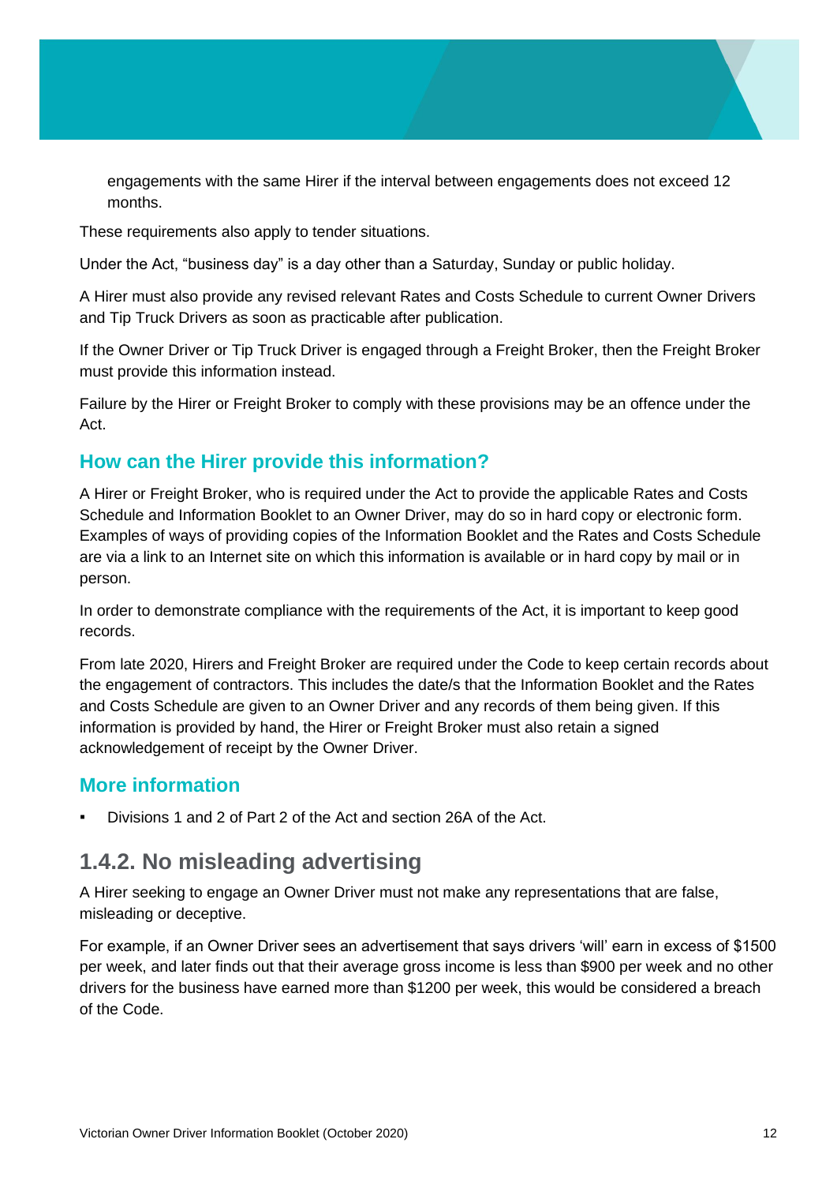engagements with the same Hirer if the interval between engagements does not exceed 12 months.

These requirements also apply to tender situations.

Under the Act, "business day" is a day other than a Saturday, Sunday or public holiday.

A Hirer must also provide any revised relevant Rates and Costs Schedule to current Owner Drivers and Tip Truck Drivers as soon as practicable after publication.

If the Owner Driver or Tip Truck Driver is engaged through a Freight Broker, then the Freight Broker must provide this information instead.

Failure by the Hirer or Freight Broker to comply with these provisions may be an offence under the Act.

### How can the Hirer provide this information?

A Hirer or Freight Broker, who is required under the Act to provide the applicable Rates and Costs Schedule and Information Booklet to an Owner Driver, may do so in hard copy or electronic form. Examples of ways of providing copies of the Information Booklet and the Rates and Costs Schedule are via a link to an Internet site on which this information is available or in hard copy by mail or in person.

In order to demonstrate compliance with the requirements of the Act, it is important to keep good records.

From late 2020, Hirers and Freight Broker are required under the Code to keep certain records about the engagement of contractors. This includes the date/s that the Information Booklet and the Rates and Costs Schedule are given to an Owner Driver and any records of them being given. If this information is provided by hand, the Hirer or Freight Broker must also retain a signed acknowledgement of receipt by the Owner Driver.

### More information

- Divisions 1 and 2 of Part 2 of the Act and section 26A of the Act.

## 1.4.2. No misleading advertising

A Hirer seeking to engage an Owner Driver must not make any representations that are false, misleading or deceptive.

For example, if an Owner Driver sees an advertisement that says drivers 'will' earn in excess of $1500 per week, and later finds out that their average gross income is less than $900 per week and no other drivers for the business have earned more than $1200 per week, this would be considered a breach of the Code.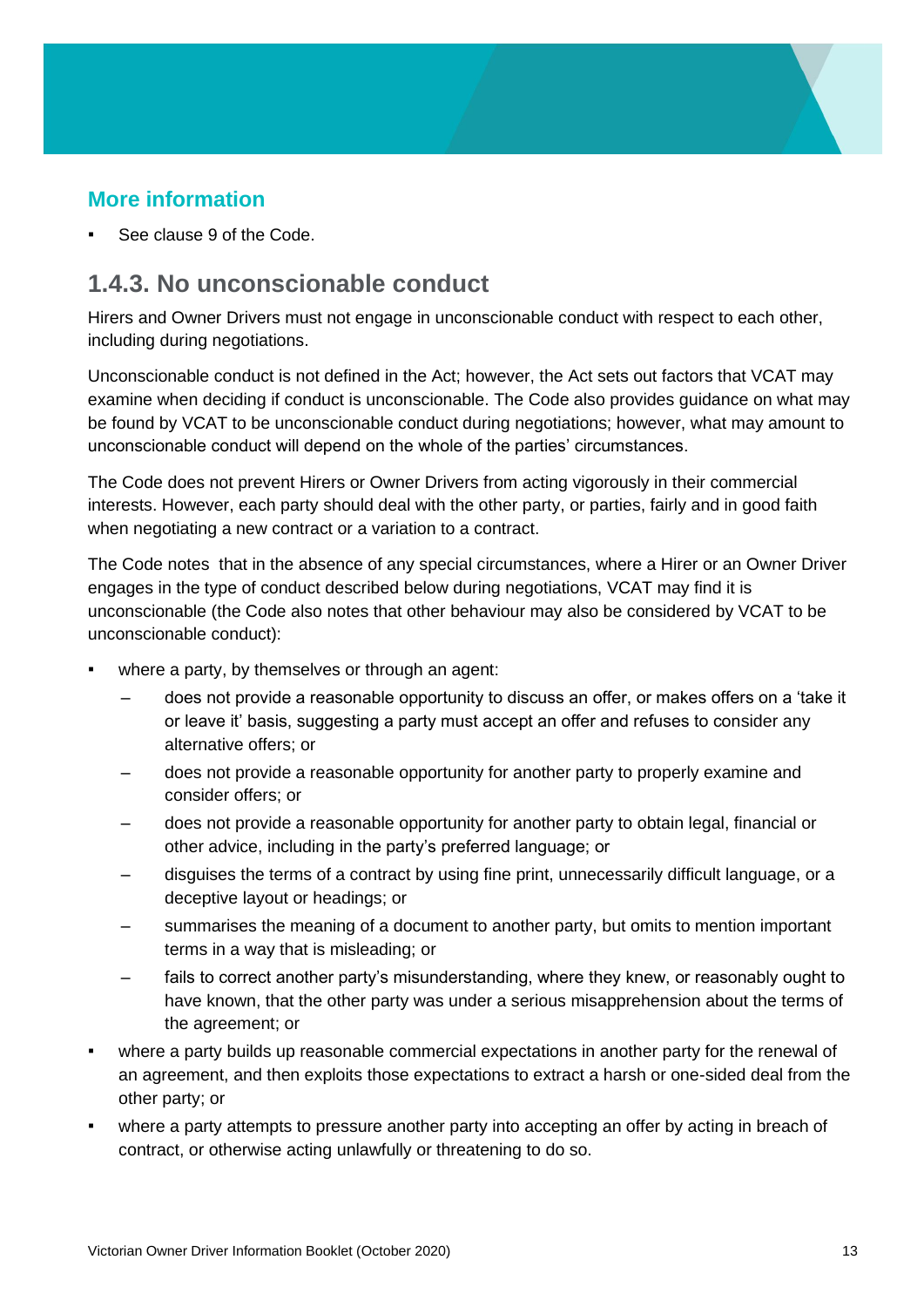## More information

- See clause 9 of the Code.

## 1.4.3. No unconscionable conduct

Hirers and Owner Drivers must not engage in unconscionable conduct with respect to each other, including during negotiations.

Unconscionable conduct is not defined in the Act; however, the Act sets out factors that VCAT may examine when deciding if conduct is unconscionable. The Code also provides guidance on what may be found by VCAT to be unconscionable conduct during negotiations; however, what may amount to unconscionable conduct will depend on the whole of the parties' circumstances.

The Code does not prevent Hirers or Owner Drivers from acting vigorously in their commercial interests. However, each party should deal with the other party, or parties, fairly and in good faith when negotiating a new contract or a variation to a contract.

The Code notes that in the absence of any special circumstances, where a Hirer or an Owner Driver engages in the type of conduct described below during negotiations, VCAT may find it is unconscionable (the Code also notes that other behaviour may also be considered by VCAT to be unconscionable conduct):

- where a party, by themselves or through an agent:
  - does not provide a reasonable opportunity to discuss an offer, or makes offers on a 'take it or leave it' basis, suggesting a party must accept an offer and refuses to consider any alternative offers; or
  - does not provide a reasonable opportunity for another party to properly examine and consider offers; or
  - does not provide a reasonable opportunity for another party to obtain legal, financial or other advice, including in the party's preferred language; or
  - disguises the terms of a contract by using fine print, unnecessarily difficult language, or a deceptive layout or headings; or
  - summarises the meaning of a document to another party, but omits to mention important terms in a way that is misleading; or
  - fails to correct another party's misunderstanding, where they knew, or reasonably ought to have known, that the other party was under a serious misapprehension about the terms of the agreement; or
- where a party builds up reasonable commercial expectations in another party for the renewal of an agreement, and then exploits those expectations to extract a harsh or one-sided deal from the other party; or
- where a party attempts to pressure another party into accepting an offer by acting in breach of contract, or otherwise acting unlawfully or threatening to do so.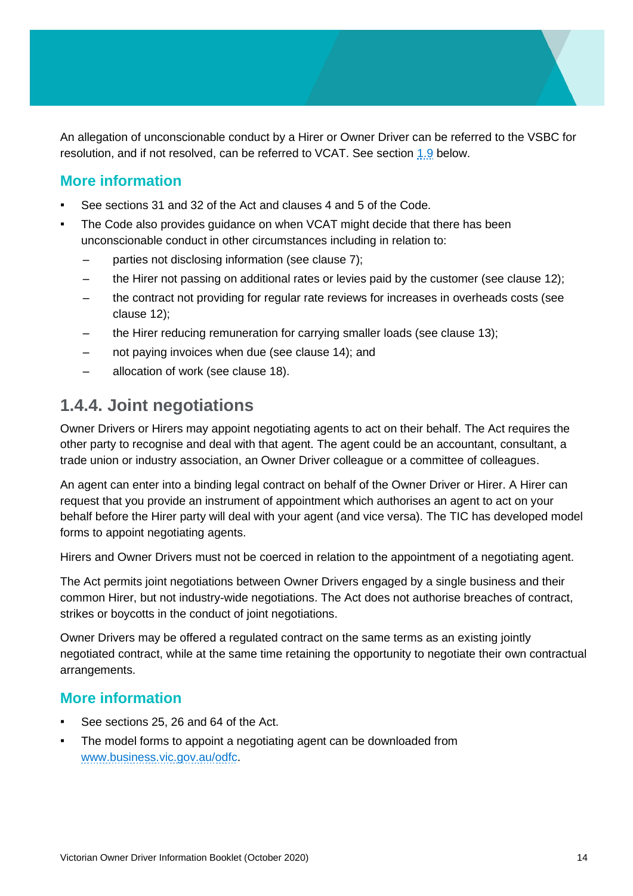An allegation of unconscionable conduct by a Hirer or Owner Driver can be referred to the VSBC for resolution, and if not resolved, can be referred to VCAT. See section 1.9 below.

### More information

- See sections 31 and 32 of the Act and clauses 4 and 5 of the Code.
- The Code also provides guidance on when VCAT might decide that there has been unconscionable conduct in other circumstances including in relation to:
  - parties not disclosing information (see clause 7);
  - the Hirer not passing on additional rates or levies paid by the customer (see clause 12);
  - the contract not providing for regular rate reviews for increases in overheads costs (see clause 12);
  - the Hirer reducing remuneration for carrying smaller loads (see clause 13);
  - not paying invoices when due (see clause 14); and
  - allocation of work (see clause 18).

## 1.4.4. Joint negotiations

Owner Drivers or Hirers may appoint negotiating agents to act on their behalf. The Act requires the other party to recognise and deal with that agent. The agent could be an accountant, consultant, a trade union or industry association, an Owner Driver colleague or a committee of colleagues.

An agent can enter into a binding legal contract on behalf of the Owner Driver or Hirer. A Hirer can request that you provide an instrument of appointment which authorises an agent to act on your behalf before the Hirer party will deal with your agent (and vice versa). The TIC has developed model forms to appoint negotiating agents.

Hirers and Owner Drivers must not be coerced in relation to the appointment of a negotiating agent.

The Act permits joint negotiations between Owner Drivers engaged by a single business and their common Hirer, but not industry-wide negotiations. The Act does not authorise breaches of contract, strikes or boycotts in the conduct of joint negotiations.

Owner Drivers may be offered a regulated contract on the same terms as an existing jointly negotiated contract, while at the same time retaining the opportunity to negotiate their own contractual arrangements.

### More information

- See sections 25, 26 and 64 of the Act.
- The model forms to appoint a negotiating agent can be downloaded from www.business.vic.gov.au/odfc.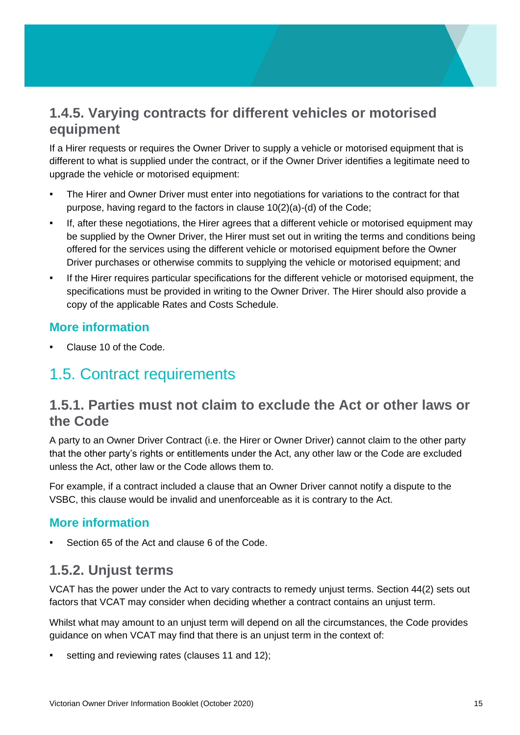### 1.4.5. Varying contracts for different vehicles or motorised equipment

If a Hirer requests or requires the Owner Driver to supply a vehicle or motorised equipment that is different to what is supplied under the contract, or if the Owner Driver identifies a legitimate need to upgrade the vehicle or motorised equipment:

- The Hirer and Owner Driver must enter into negotiations for variations to the contract for that purpose, having regard to the factors in clause 10(2)(a)-(d) of the Code;
- If, after these negotiations, the Hirer agrees that a different vehicle or motorised equipment may be supplied by the Owner Driver, the Hirer must set out in writing the terms and conditions being offered for the services using the different vehicle or motorised equipment before the Owner Driver purchases or otherwise commits to supplying the vehicle or motorised equipment; and
- If the Hirer requires particular specifications for the different vehicle or motorised equipment, the specifications must be provided in writing to the Owner Driver. The Hirer should also provide a copy of the applicable Rates and Costs Schedule.

#### More information

- Clause 10 of the Code.

## 1.5. Contract requirements

### 1.5.1. Parties must not claim to exclude the Act or other laws or the Code

A party to an Owner Driver Contract (i.e. the Hirer or Owner Driver) cannot claim to the other party that the other party's rights or entitlements under the Act, any other law or the Code are excluded unless the Act, other law or the Code allows them to.

For example, if a contract included a clause that an Owner Driver cannot notify a dispute to the VSBC, this clause would be invalid and unenforceable as it is contrary to the Act.

#### More information

- Section 65 of the Act and clause 6 of the Code.

### 1.5.2. Unjust terms

VCAT has the power under the Act to vary contracts to remedy unjust terms. Section 44(2) sets out factors that VCAT may consider when deciding whether a contract contains an unjust term.

Whilst what may amount to an unjust term will depend on all the circumstances, the Code provides guidance on when VCAT may find that there is an unjust term in the context of:

- setting and reviewing rates (clauses 11 and 12);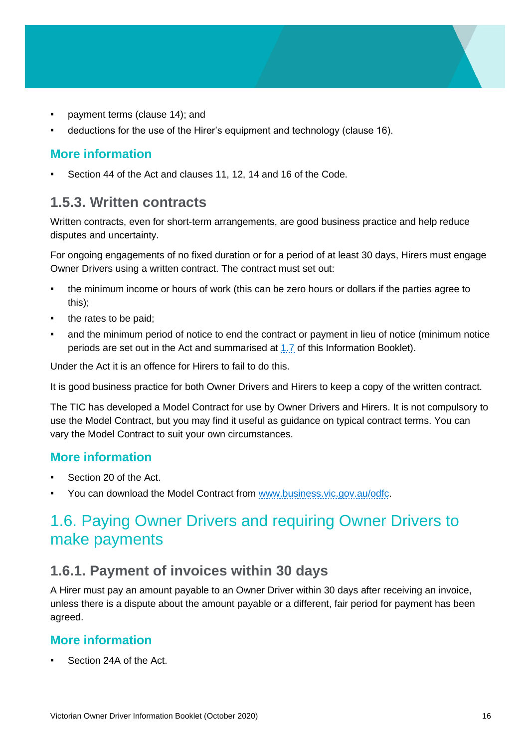- payment terms (clause 14); and
- deductions for the use of the Hirer's equipment and technology (clause 16).

### More information

- Section 44 of the Act and clauses 11, 12, 14 and 16 of the Code.

### 1.5.3. Written contracts

Written contracts, even for short-term arrangements, are good business practice and help reduce disputes and uncertainty.

For ongoing engagements of no fixed duration or for a period of at least 30 days, Hirers must engage Owner Drivers using a written contract. The contract must set out:

- the minimum income or hours of work (this can be zero hours or dollars if the parties agree to this);
- the rates to be paid;
- and the minimum period of notice to end the contract or payment in lieu of notice (minimum notice periods are set out in the Act and summarised at 1.7 of this Information Booklet).

Under the Act it is an offence for Hirers to fail to do this.

It is good business practice for both Owner Drivers and Hirers to keep a copy of the written contract.

The TIC has developed a Model Contract for use by Owner Drivers and Hirers. It is not compulsory to use the Model Contract, but you may find it useful as guidance on typical contract terms. You can vary the Model Contract to suit your own circumstances.

### More information

- Section 20 of the Act.
- You can download the Model Contract from www.business.vic.gov.au/odfc.

## 1.6. Paying Owner Drivers and requiring Owner Drivers to make payments

### 1.6.1. Payment of invoices within 30 days

A Hirer must pay an amount payable to an Owner Driver within 30 days after receiving an invoice, unless there is a dispute about the amount payable or a different, fair period for payment has been agreed.

### More information

- Section 24A of the Act.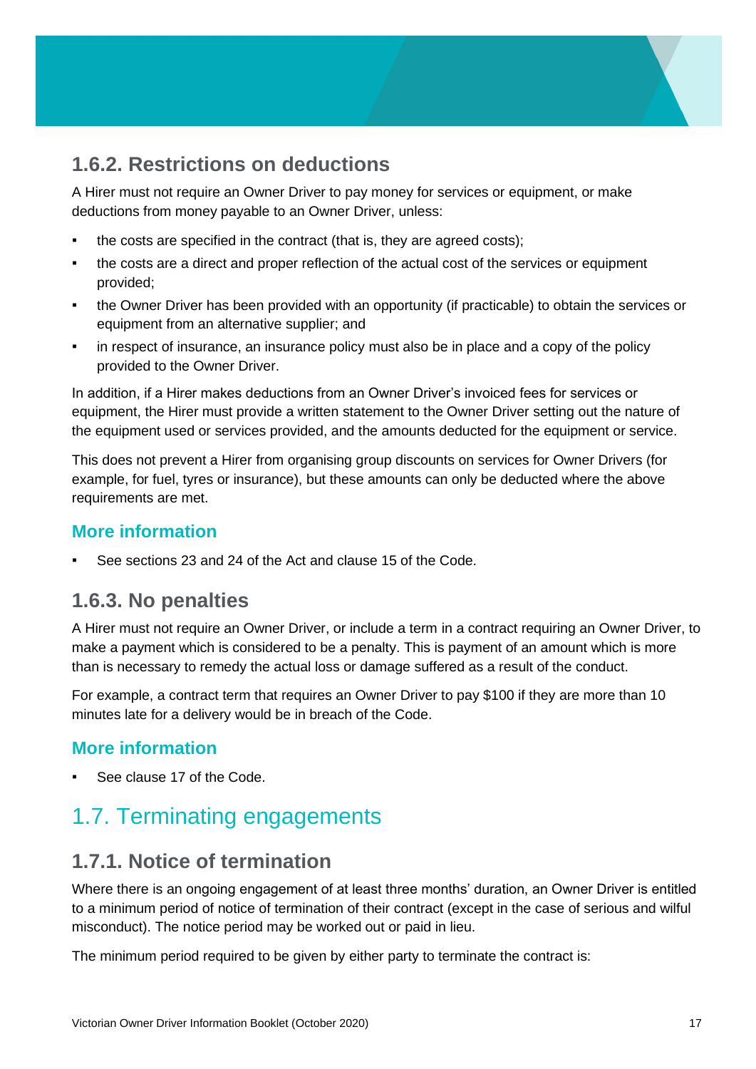### 1.6.2. Restrictions on deductions

A Hirer must not require an Owner Driver to pay money for services or equipment, or make deductions from money payable to an Owner Driver, unless:

- the costs are specified in the contract (that is, they are agreed costs);
- the costs are a direct and proper reflection of the actual cost of the services or equipment provided;
- the Owner Driver has been provided with an opportunity (if practicable) to obtain the services or equipment from an alternative supplier; and
- in respect of insurance, an insurance policy must also be in place and a copy of the policy provided to the Owner Driver.

In addition, if a Hirer makes deductions from an Owner Driver's invoiced fees for services or equipment, the Hirer must provide a written statement to the Owner Driver setting out the nature of the equipment used or services provided, and the amounts deducted for the equipment or service.

This does not prevent a Hirer from organising group discounts on services for Owner Drivers (for example, for fuel, tyres or insurance), but these amounts can only be deducted where the above requirements are met.

#### More information

- See sections 23 and 24 of the Act and clause 15 of the Code.

### 1.6.3. No penalties

A Hirer must not require an Owner Driver, or include a term in a contract requiring an Owner Driver, to make a payment which is considered to be a penalty. This is payment of an amount which is more than is necessary to remedy the actual loss or damage suffered as a result of the conduct.

For example, a contract term that requires an Owner Driver to pay $100 if they are more than 10 minutes late for a delivery would be in breach of the Code.

#### More information

- See clause 17 of the Code.

## 1.7. Terminating engagements

### 1.7.1. Notice of termination

Where there is an ongoing engagement of at least three months' duration, an Owner Driver is entitled to a minimum period of notice of termination of their contract (except in the case of serious and wilful misconduct). The notice period may be worked out or paid in lieu.

The minimum period required to be given by either party to terminate the contract is: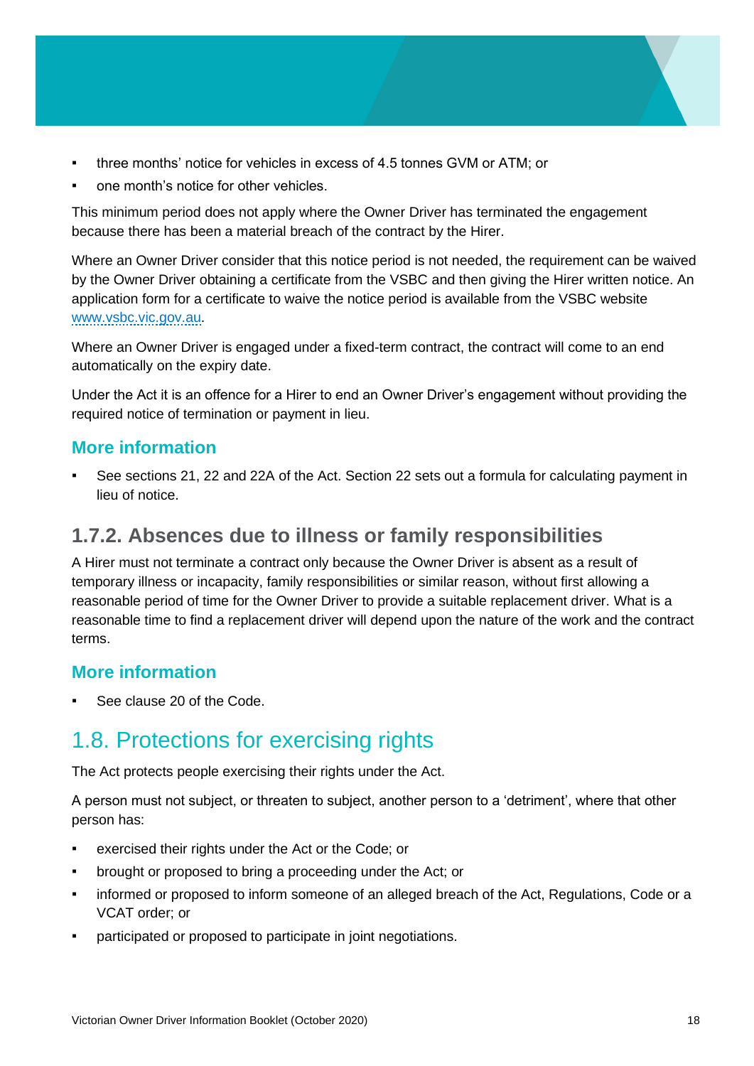- three months' notice for vehicles in excess of 4.5 tonnes GVM or ATM; or
- one month's notice for other vehicles.

This minimum period does not apply where the Owner Driver has terminated the engagement because there has been a material breach of the contract by the Hirer.

Where an Owner Driver consider that this notice period is not needed, the requirement can be waived by the Owner Driver obtaining a certificate from the VSBC and then giving the Hirer written notice. An application form for a certificate to waive the notice period is available from the VSBC website [www.vsbc.vic.gov.au](http://www.vsbc.vic.gov.au).

Where an Owner Driver is engaged under a fixed-term contract, the contract will come to an end automatically on the expiry date.

Under the Act it is an offence for a Hirer to end an Owner Driver's engagement without providing the required notice of termination or payment in lieu.

### More information

- See sections 21, 22 and 22A of the Act. Section 22 sets out a formula for calculating payment in lieu of notice.

### 1.7.2. Absences due to illness or family responsibilities

A Hirer must not terminate a contract only because the Owner Driver is absent as a result of temporary illness or incapacity, family responsibilities or similar reason, without first allowing a reasonable period of time for the Owner Driver to provide a suitable replacement driver. What is a reasonable time to find a replacement driver will depend upon the nature of the work and the contract terms.

### More information

- See clause 20 of the Code.

## 1.8. Protections for exercising rights

The Act protects people exercising their rights under the Act.

A person must not subject, or threaten to subject, another person to a 'detriment', where that other person has:

- exercised their rights under the Act or the Code; or
- brought or proposed to bring a proceeding under the Act; or
- informed or proposed to inform someone of an alleged breach of the Act, Regulations, Code or a VCAT order; or
- participated or proposed to participate in joint negotiations.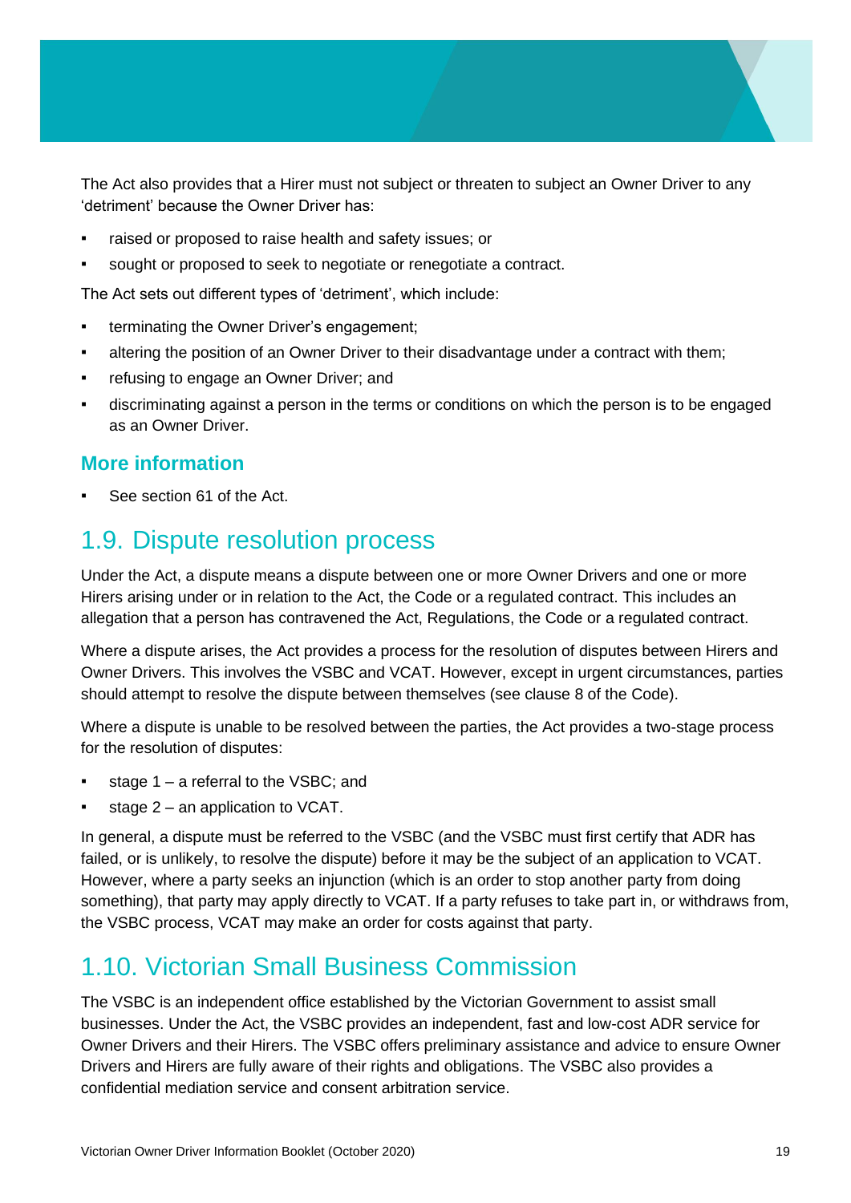The Act also provides that a Hirer must not subject or threaten to subject an Owner Driver to any 'detriment' because the Owner Driver has:

- raised or proposed to raise health and safety issues; or
- sought or proposed to seek to negotiate or renegotiate a contract.

The Act sets out different types of 'detriment', which include:

- terminating the Owner Driver's engagement;
- altering the position of an Owner Driver to their disadvantage under a contract with them;
- refusing to engage an Owner Driver; and
- discriminating against a person in the terms or conditions on which the person is to be engaged as an Owner Driver.

### More information

- See section 61 of the Act.

## 1.9. Dispute resolution process

Under the Act, a dispute means a dispute between one or more Owner Drivers and one or more Hirers arising under or in relation to the Act, the Code or a regulated contract. This includes an allegation that a person has contravened the Act, Regulations, the Code or a regulated contract.

Where a dispute arises, the Act provides a process for the resolution of disputes between Hirers and Owner Drivers. This involves the VSBC and VCAT. However, except in urgent circumstances, parties should attempt to resolve the dispute between themselves (see clause 8 of the Code).

Where a dispute is unable to be resolved between the parties, the Act provides a two-stage process for the resolution of disputes:

- stage 1 – a referral to the VSBC; and
- stage 2 – an application to VCAT.

In general, a dispute must be referred to the VSBC (and the VSBC must first certify that ADR has failed, or is unlikely, to resolve the dispute) before it may be the subject of an application to VCAT. However, where a party seeks an injunction (which is an order to stop another party from doing something), that party may apply directly to VCAT. If a party refuses to take part in, or withdraws from, the VSBC process, VCAT may make an order for costs against that party.

## 1.10. Victorian Small Business Commission

The VSBC is an independent office established by the Victorian Government to assist small businesses. Under the Act, the VSBC provides an independent, fast and low-cost ADR service for Owner Drivers and their Hirers. The VSBC offers preliminary assistance and advice to ensure Owner Drivers and Hirers are fully aware of their rights and obligations. The VSBC also provides a confidential mediation service and consent arbitration service.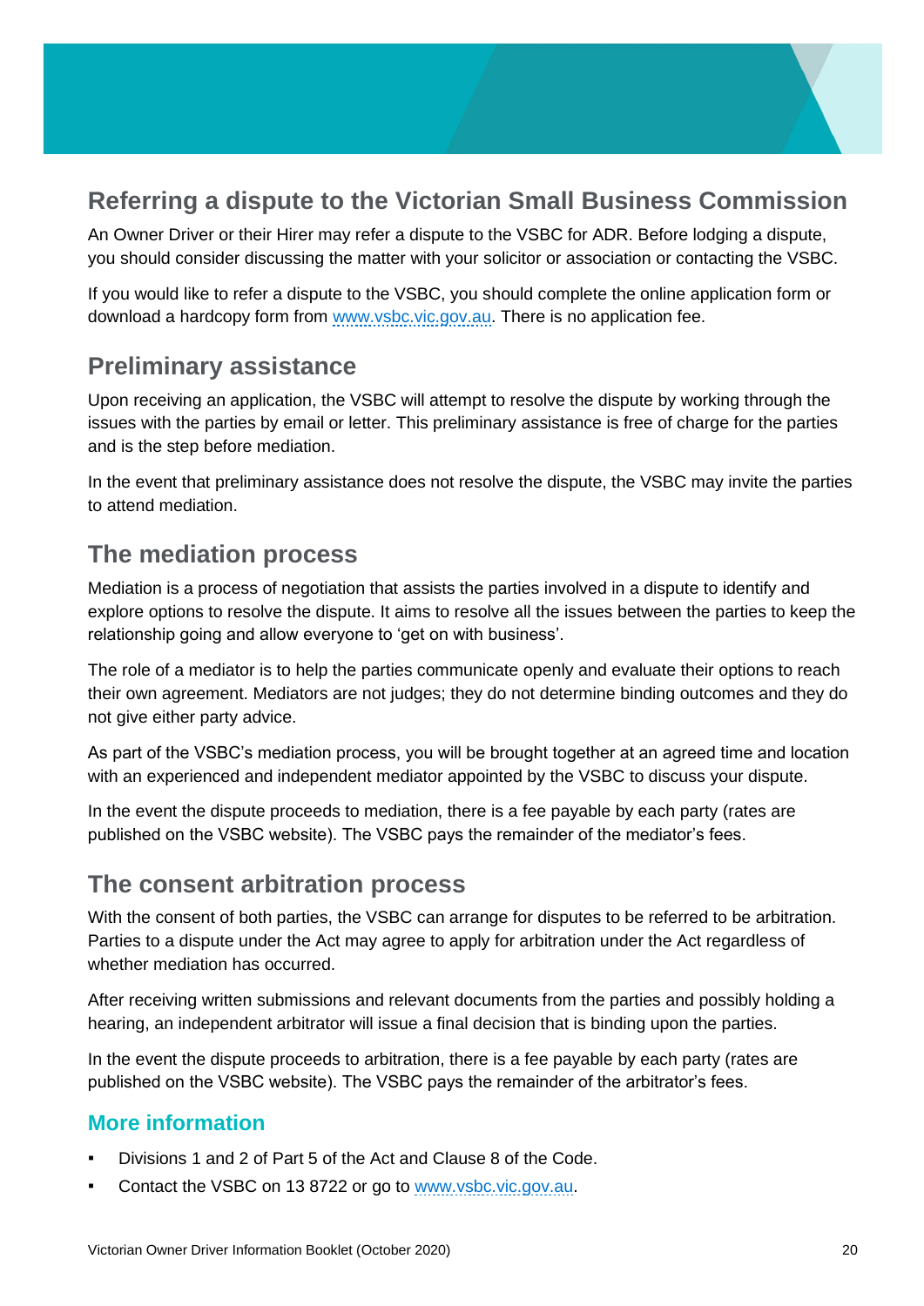## Referring a dispute to the Victorian Small Business Commission

An Owner Driver or their Hirer may refer a dispute to the VSBC for ADR. Before lodging a dispute, you should consider discussing the matter with your solicitor or association or contacting the VSBC.

If you would like to refer a dispute to the VSBC, you should complete the online application form or download a hardcopy form from www.vsbc.vic.gov.au. There is no application fee.

## Preliminary assistance

Upon receiving an application, the VSBC will attempt to resolve the dispute by working through the issues with the parties by email or letter. This preliminary assistance is free of charge for the parties and is the step before mediation.

In the event that preliminary assistance does not resolve the dispute, the VSBC may invite the parties to attend mediation.

## The mediation process

Mediation is a process of negotiation that assists the parties involved in a dispute to identify and explore options to resolve the dispute. It aims to resolve all the issues between the parties to keep the relationship going and allow everyone to 'get on with business'.

The role of a mediator is to help the parties communicate openly and evaluate their options to reach their own agreement. Mediators are not judges; they do not determine binding outcomes and they do not give either party advice.

As part of the VSBC's mediation process, you will be brought together at an agreed time and location with an experienced and independent mediator appointed by the VSBC to discuss your dispute.

In the event the dispute proceeds to mediation, there is a fee payable by each party (rates are published on the VSBC website). The VSBC pays the remainder of the mediator's fees.

## The consent arbitration process

With the consent of both parties, the VSBC can arrange for disputes to be referred to be arbitration. Parties to a dispute under the Act may agree to apply for arbitration under the Act regardless of whether mediation has occurred.

After receiving written submissions and relevant documents from the parties and possibly holding a hearing, an independent arbitrator will issue a final decision that is binding upon the parties.

In the event the dispute proceeds to arbitration, there is a fee payable by each party (rates are published on the VSBC website). The VSBC pays the remainder of the arbitrator's fees.

### More information

- Divisions 1 and 2 of Part 5 of the Act and Clause 8 of the Code.
- Contact the VSBC on 13 8722 or go to www.vsbc.vic.gov.au.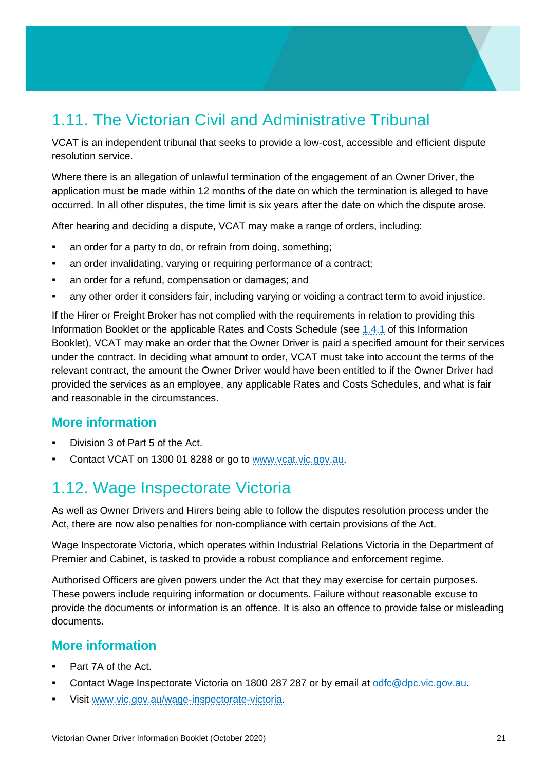## 1.11. The Victorian Civil and Administrative Tribunal

VCAT is an independent tribunal that seeks to provide a low-cost, accessible and efficient dispute resolution service.

Where there is an allegation of unlawful termination of the engagement of an Owner Driver, the application must be made within 12 months of the date on which the termination is alleged to have occurred. In all other disputes, the time limit is six years after the date on which the dispute arose.

After hearing and deciding a dispute, VCAT may make a range of orders, including:

- an order for a party to do, or refrain from doing, something;
- an order invalidating, varying or requiring performance of a contract;
- an order for a refund, compensation or damages; and
- any other order it considers fair, including varying or voiding a contract term to avoid injustice.

If the Hirer or Freight Broker has not complied with the requirements in relation to providing this Information Booklet or the applicable Rates and Costs Schedule (see 1.4.1 of this Information Booklet), VCAT may make an order that the Owner Driver is paid a specified amount for their services under the contract. In deciding what amount to order, VCAT must take into account the terms of the relevant contract, the amount the Owner Driver would have been entitled to if the Owner Driver had provided the services as an employee, any applicable Rates and Costs Schedules, and what is fair and reasonable in the circumstances.

### More information

- Division 3 of Part 5 of the Act.
- Contact VCAT on 1300 01 8288 or go to www.vcat.vic.gov.au.

## 1.12. Wage Inspectorate Victoria

As well as Owner Drivers and Hirers being able to follow the disputes resolution process under the Act, there are now also penalties for non-compliance with certain provisions of the Act.

Wage Inspectorate Victoria, which operates within Industrial Relations Victoria in the Department of Premier and Cabinet, is tasked to provide a robust compliance and enforcement regime.

Authorised Officers are given powers under the Act that they may exercise for certain purposes. These powers include requiring information or documents. Failure without reasonable excuse to provide the documents or information is an offence. It is also an offence to provide false or misleading documents.

### More information

- Part 7A of the Act.
- Contact Wage Inspectorate Victoria on 1800 287 287 or by email at odfc@dpc.vic.gov.au.
- Visit www.vic.gov.au/wage-inspectorate-victoria.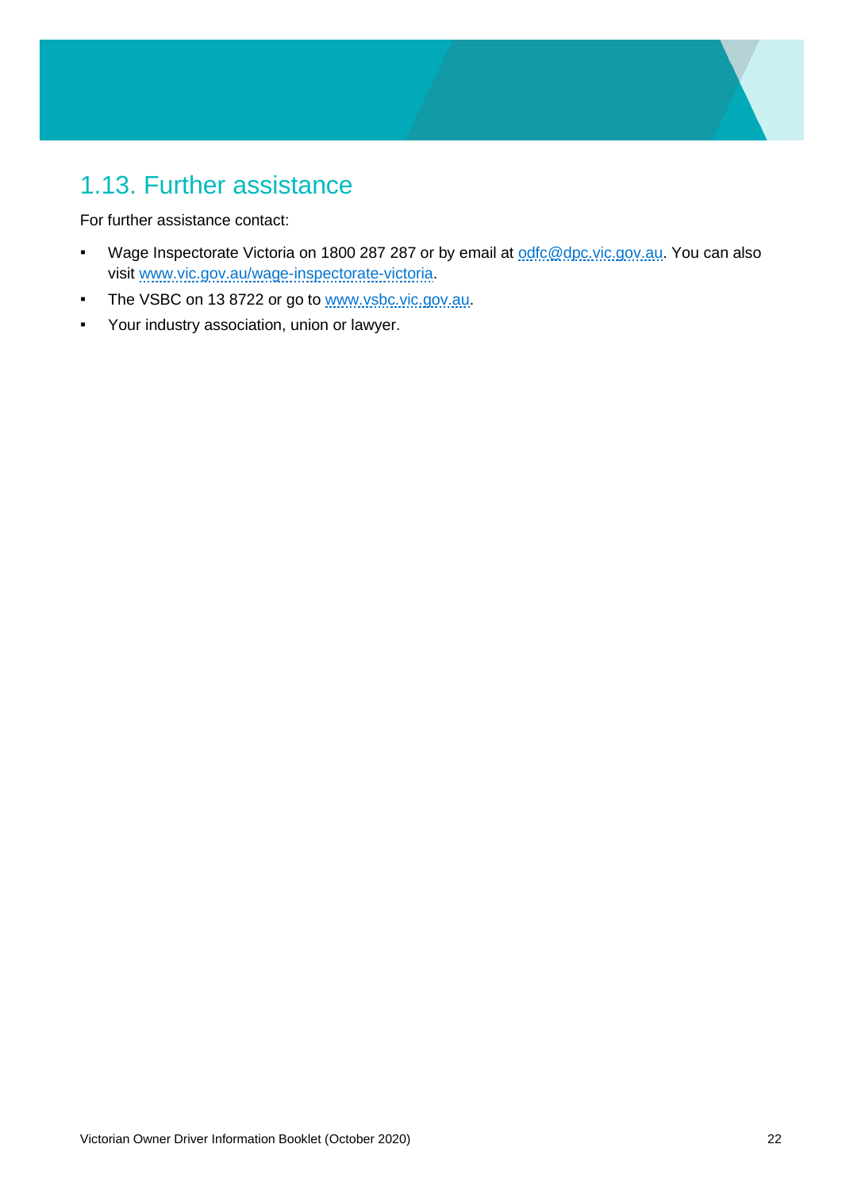## 1.13. Further assistance

For further assistance contact:

- Wage Inspectorate Victoria on 1800 287 287 or by email at odfc@dpc.vic.gov.au. You can also visit www.vic.gov.au/wage-inspectorate-victoria.
- The VSBC on 13 8722 or go to www.vsbc.vic.gov.au.
- Your industry association, union or lawyer.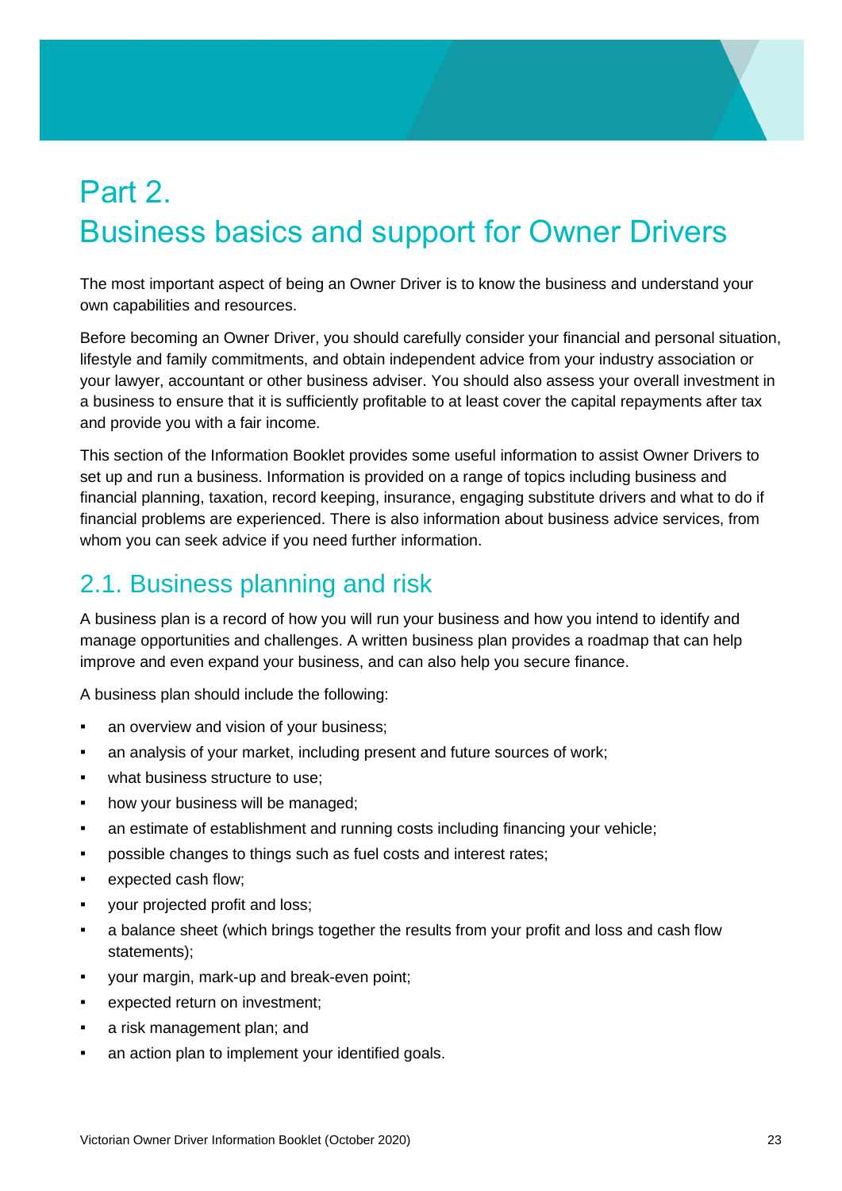# Part 2.
# Business basics and support for Owner Drivers

The most important aspect of being an Owner Driver is to know the business and understand your own capabilities and resources.

Before becoming an Owner Driver, you should carefully consider your financial and personal situation, lifestyle and family commitments, and obtain independent advice from your industry association or your lawyer, accountant or other business adviser. You should also assess your overall investment in a business to ensure that it is sufficiently profitable to at least cover the capital repayments after tax and provide you with a fair income.

This section of the Information Booklet provides some useful information to assist Owner Drivers to set up and run a business. Information is provided on a range of topics including business and financial planning, taxation, record keeping, insurance, engaging substitute drivers and what to do if financial problems are experienced. There is also information about business advice services, from whom you can seek advice if you need further information.

## 2.1. Business planning and risk

A business plan is a record of how you will run your business and how you intend to identify and manage opportunities and challenges. A written business plan provides a roadmap that can help improve and even expand your business, and can also help you secure finance.

A business plan should include the following:

- an overview and vision of your business;
- an analysis of your market, including present and future sources of work;
- what business structure to use;
- how your business will be managed;
- an estimate of establishment and running costs including financing your vehicle;
- possible changes to things such as fuel costs and interest rates;
- expected cash flow;
- your projected profit and loss;
- a balance sheet (which brings together the results from your profit and loss and cash flow statements);
- your margin, mark-up and break-even point;
- expected return on investment;
- a risk management plan; and
- an action plan to implement your identified goals.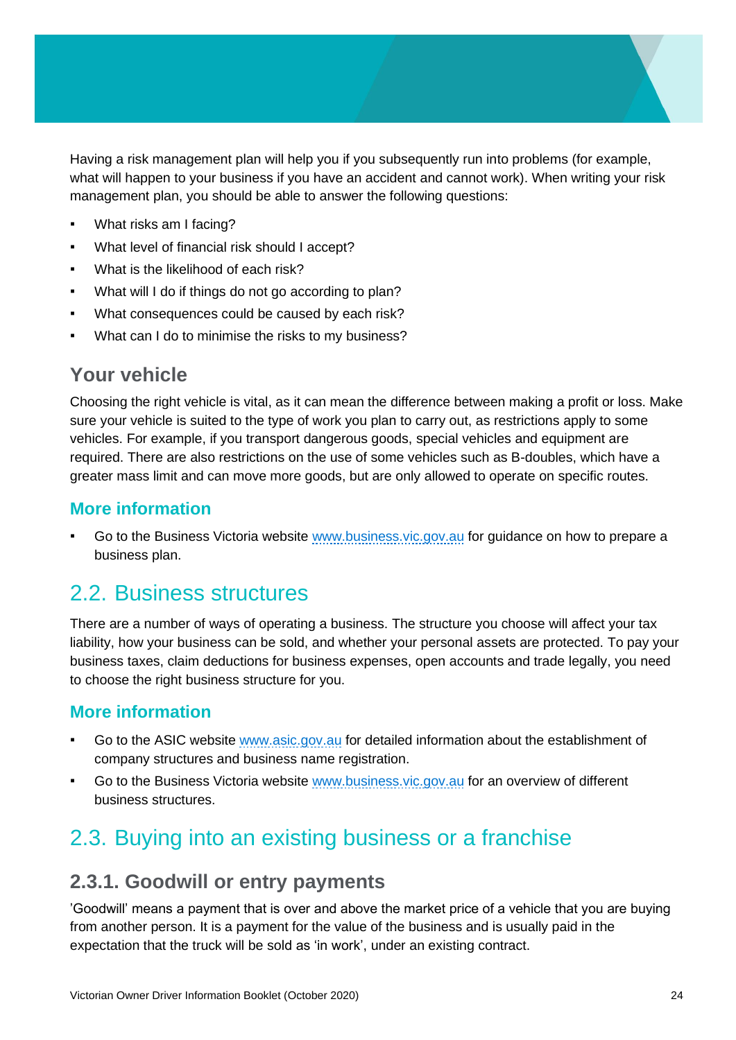Having a risk management plan will help you if you subsequently run into problems (for example, what will happen to your business if you have an accident and cannot work). When writing your risk management plan, you should be able to answer the following questions:

- What risks am I facing?
- What level of financial risk should I accept?
- What is the likelihood of each risk?
- What will I do if things do not go according to plan?
- What consequences could be caused by each risk?
- What can I do to minimise the risks to my business?

### Your vehicle

Choosing the right vehicle is vital, as it can mean the difference between making a profit or loss. Make sure your vehicle is suited to the type of work you plan to carry out, as restrictions apply to some vehicles. For example, if you transport dangerous goods, special vehicles and equipment are required. There are also restrictions on the use of some vehicles such as B-doubles, which have a greater mass limit and can move more goods, but are only allowed to operate on specific routes.

### More information

- Go to the Business Victoria website www.business.vic.gov.au for guidance on how to prepare a business plan.

## 2.2. Business structures

There are a number of ways of operating a business. The structure you choose will affect your tax liability, how your business can be sold, and whether your personal assets are protected. To pay your business taxes, claim deductions for business expenses, open accounts and trade legally, you need to choose the right business structure for you.

### More information

- Go to the ASIC website www.asic.gov.au for detailed information about the establishment of company structures and business name registration.
- Go to the Business Victoria website www.business.vic.gov.au for an overview of different business structures.

## 2.3. Buying into an existing business or a franchise

### 2.3.1. Goodwill or entry payments

'Goodwill' means a payment that is over and above the market price of a vehicle that you are buying from another person. It is a payment for the value of the business and is usually paid in the expectation that the truck will be sold as 'in work', under an existing contract.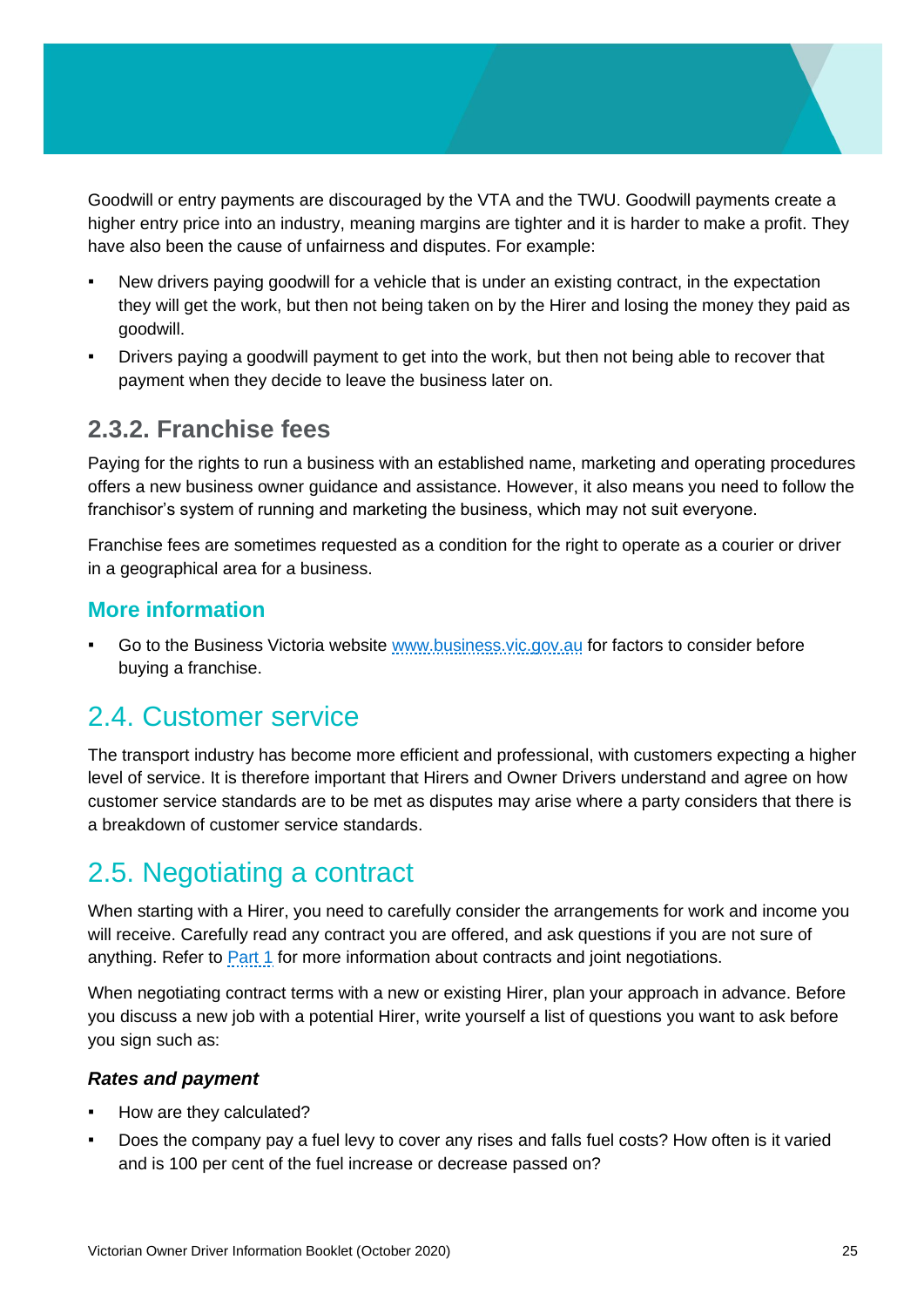Goodwill or entry payments are discouraged by the VTA and the TWU. Goodwill payments create a higher entry price into an industry, meaning margins are tighter and it is harder to make a profit. They have also been the cause of unfairness and disputes. For example:

- New drivers paying goodwill for a vehicle that is under an existing contract, in the expectation they will get the work, but then not being taken on by the Hirer and losing the money they paid as goodwill.
- Drivers paying a goodwill payment to get into the work, but then not being able to recover that payment when they decide to leave the business later on.

### 2.3.2. Franchise fees

Paying for the rights to run a business with an established name, marketing and operating procedures offers a new business owner guidance and assistance. However, it also means you need to follow the franchisor's system of running and marketing the business, which may not suit everyone.

Franchise fees are sometimes requested as a condition for the right to operate as a courier or driver in a geographical area for a business.

### More information

- Go to the Business Victoria website [www.business.vic.gov.au](http://www.business.vic.gov.au) for factors to consider before buying a franchise.

## 2.4. Customer service

The transport industry has become more efficient and professional, with customers expecting a higher level of service. It is therefore important that Hirers and Owner Drivers understand and agree on how customer service standards are to be met as disputes may arise where a party considers that there is a breakdown of customer service standards.

## 2.5. Negotiating a contract

When starting with a Hirer, you need to carefully consider the arrangements for work and income you will receive. Carefully read any contract you are offered, and ask questions if you are not sure of anything. Refer to Part 1 for more information about contracts and joint negotiations.

When negotiating contract terms with a new or existing Hirer, plan your approach in advance. Before you discuss a new job with a potential Hirer, write yourself a list of questions you want to ask before you sign such as:

***Rates and payment***

- How are they calculated?
- Does the company pay a fuel levy to cover any rises and falls fuel costs? How often is it varied and is 100 per cent of the fuel increase or decrease passed on?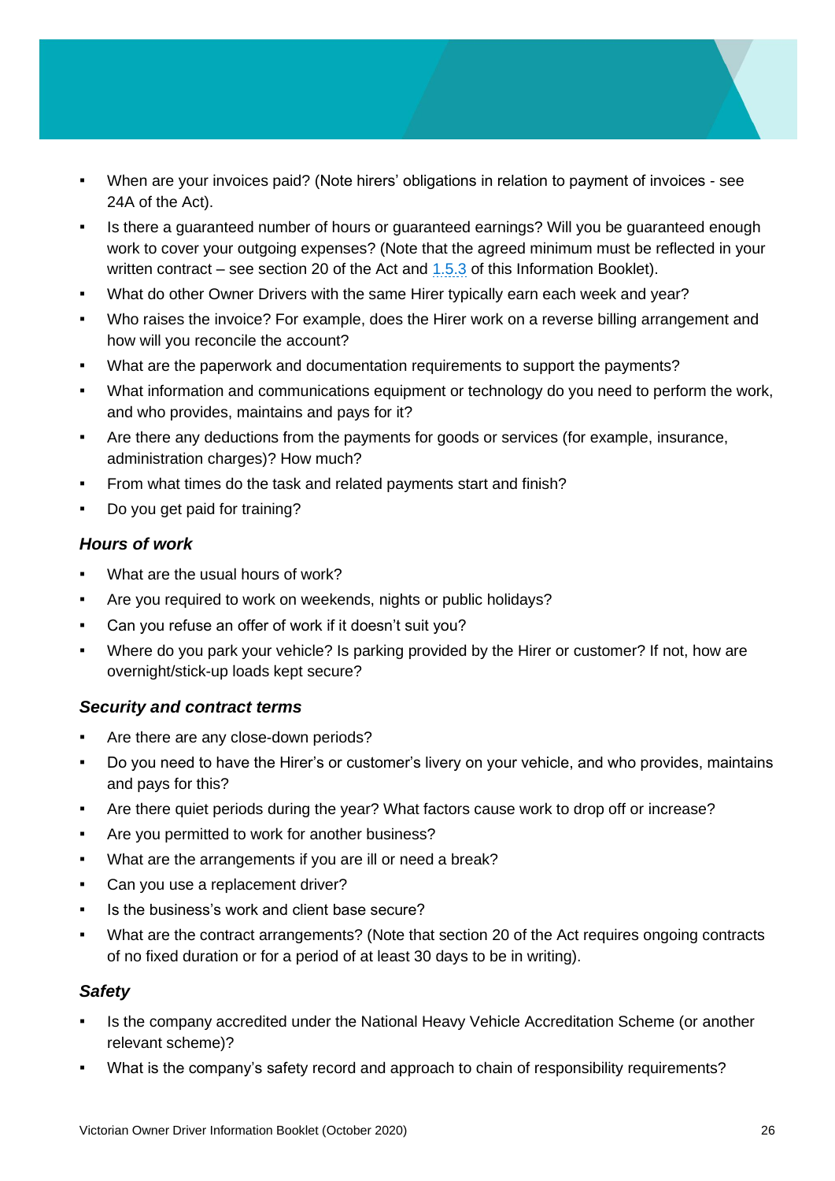- When are your invoices paid? (Note hirers' obligations in relation to payment of invoices - see 24A of the Act).
- Is there a guaranteed number of hours or guaranteed earnings? Will you be guaranteed enough work to cover your outgoing expenses? (Note that the agreed minimum must be reflected in your written contract – see section 20 of the Act and 1.5.3 of this Information Booklet).
- What do other Owner Drivers with the same Hirer typically earn each week and year?
- Who raises the invoice? For example, does the Hirer work on a reverse billing arrangement and how will you reconcile the account?
- What are the paperwork and documentation requirements to support the payments?
- What information and communications equipment or technology do you need to perform the work, and who provides, maintains and pays for it?
- Are there any deductions from the payments for goods or services (for example, insurance, administration charges)? How much?
- From what times do the task and related payments start and finish?
- Do you get paid for training?

### *Hours of work*

- What are the usual hours of work?
- Are you required to work on weekends, nights or public holidays?
- Can you refuse an offer of work if it doesn't suit you?
- Where do you park your vehicle? Is parking provided by the Hirer or customer? If not, how are overnight/stick-up loads kept secure?

### *Security and contract terms*

- Are there are any close-down periods?
- Do you need to have the Hirer's or customer's livery on your vehicle, and who provides, maintains and pays for this?
- Are there quiet periods during the year? What factors cause work to drop off or increase?
- Are you permitted to work for another business?
- What are the arrangements if you are ill or need a break?
- Can you use a replacement driver?
- Is the business's work and client base secure?
- What are the contract arrangements? (Note that section 20 of the Act requires ongoing contracts of no fixed duration or for a period of at least 30 days to be in writing).

### *Safety*

- Is the company accredited under the National Heavy Vehicle Accreditation Scheme (or another relevant scheme)?
- What is the company's safety record and approach to chain of responsibility requirements?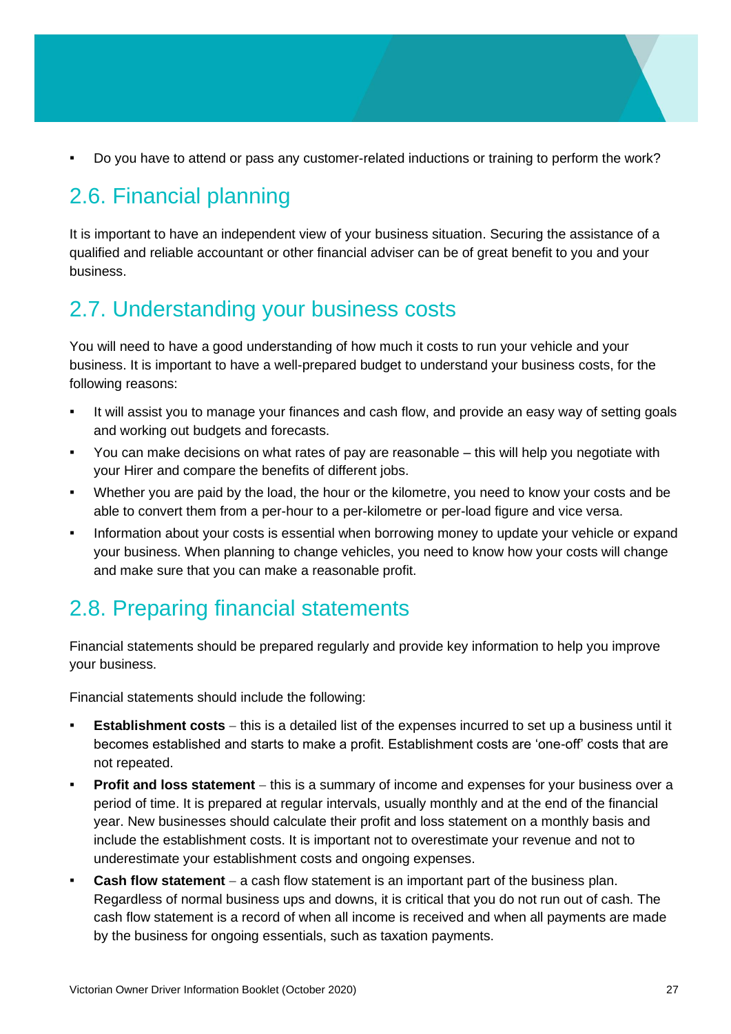- Do you have to attend or pass any customer-related inductions or training to perform the work?

## 2.6. Financial planning

It is important to have an independent view of your business situation. Securing the assistance of a qualified and reliable accountant or other financial adviser can be of great benefit to you and your business.

## 2.7. Understanding your business costs

You will need to have a good understanding of how much it costs to run your vehicle and your business. It is important to have a well-prepared budget to understand your business costs, for the following reasons:

- It will assist you to manage your finances and cash flow, and provide an easy way of setting goals and working out budgets and forecasts.
- You can make decisions on what rates of pay are reasonable – this will help you negotiate with your Hirer and compare the benefits of different jobs.
- Whether you are paid by the load, the hour or the kilometre, you need to know your costs and be able to convert them from a per-hour to a per-kilometre or per-load figure and vice versa.
- Information about your costs is essential when borrowing money to update your vehicle or expand your business. When planning to change vehicles, you need to know how your costs will change and make sure that you can make a reasonable profit.

## 2.8. Preparing financial statements

Financial statements should be prepared regularly and provide key information to help you improve your business.

Financial statements should include the following:

- **Establishment costs** – this is a detailed list of the expenses incurred to set up a business until it becomes established and starts to make a profit. Establishment costs are 'one-off' costs that are not repeated.
- **Profit and loss statement** – this is a summary of income and expenses for your business over a period of time. It is prepared at regular intervals, usually monthly and at the end of the financial year. New businesses should calculate their profit and loss statement on a monthly basis and include the establishment costs. It is important not to overestimate your revenue and not to underestimate your establishment costs and ongoing expenses.
- **Cash flow statement** – a cash flow statement is an important part of the business plan. Regardless of normal business ups and downs, it is critical that you do not run out of cash. The cash flow statement is a record of when all income is received and when all payments are made by the business for ongoing essentials, such as taxation payments.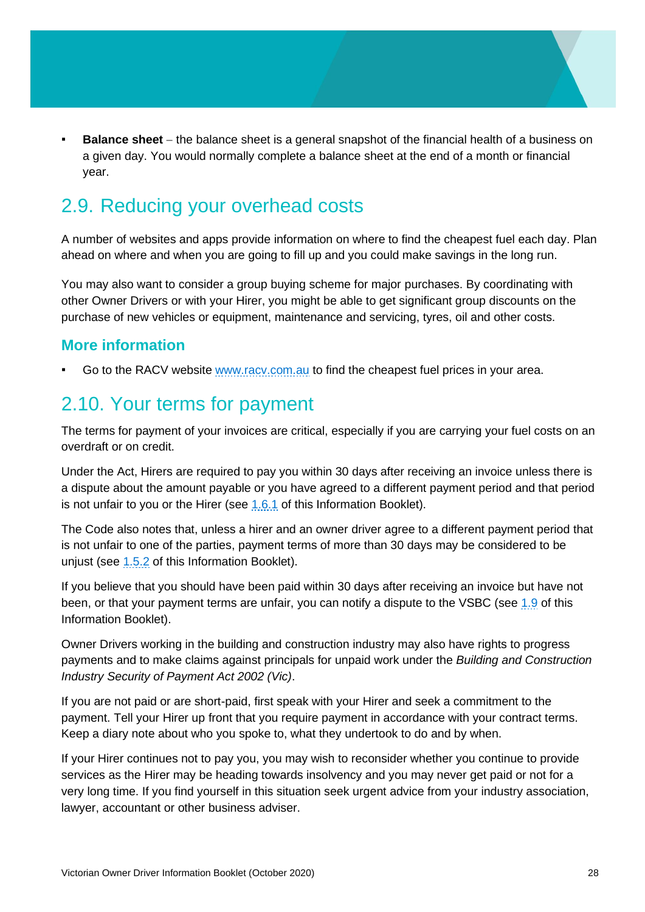- **Balance sheet** – the balance sheet is a general snapshot of the financial health of a business on a given day. You would normally complete a balance sheet at the end of a month or financial year.

## 2.9. Reducing your overhead costs

A number of websites and apps provide information on where to find the cheapest fuel each day. Plan ahead on where and when you are going to fill up and you could make savings in the long run.

You may also want to consider a group buying scheme for major purchases. By coordinating with other Owner Drivers or with your Hirer, you might be able to get significant group discounts on the purchase of new vehicles or equipment, maintenance and servicing, tyres, oil and other costs.

### More information

- Go to the RACV website www.racv.com.au to find the cheapest fuel prices in your area.

## 2.10. Your terms for payment

The terms for payment of your invoices are critical, especially if you are carrying your fuel costs on an overdraft or on credit.

Under the Act, Hirers are required to pay you within 30 days after receiving an invoice unless there is a dispute about the amount payable or you have agreed to a different payment period and that period is not unfair to you or the Hirer (see 1.6.1 of this Information Booklet).

The Code also notes that, unless a hirer and an owner driver agree to a different payment period that is not unfair to one of the parties, payment terms of more than 30 days may be considered to be unjust (see 1.5.2 of this Information Booklet).

If you believe that you should have been paid within 30 days after receiving an invoice but have not been, or that your payment terms are unfair, you can notify a dispute to the VSBC (see 1.9 of this Information Booklet).

Owner Drivers working in the building and construction industry may also have rights to progress payments and to make claims against principals for unpaid work under the *Building and Construction Industry Security of Payment Act 2002 (Vic)*.

If you are not paid or are short-paid, first speak with your Hirer and seek a commitment to the payment. Tell your Hirer up front that you require payment in accordance with your contract terms. Keep a diary note about who you spoke to, what they undertook to do and by when.

If your Hirer continues not to pay you, you may wish to reconsider whether you continue to provide services as the Hirer may be heading towards insolvency and you may never get paid or not for a very long time. If you find yourself in this situation seek urgent advice from your industry association, lawyer, accountant or other business adviser.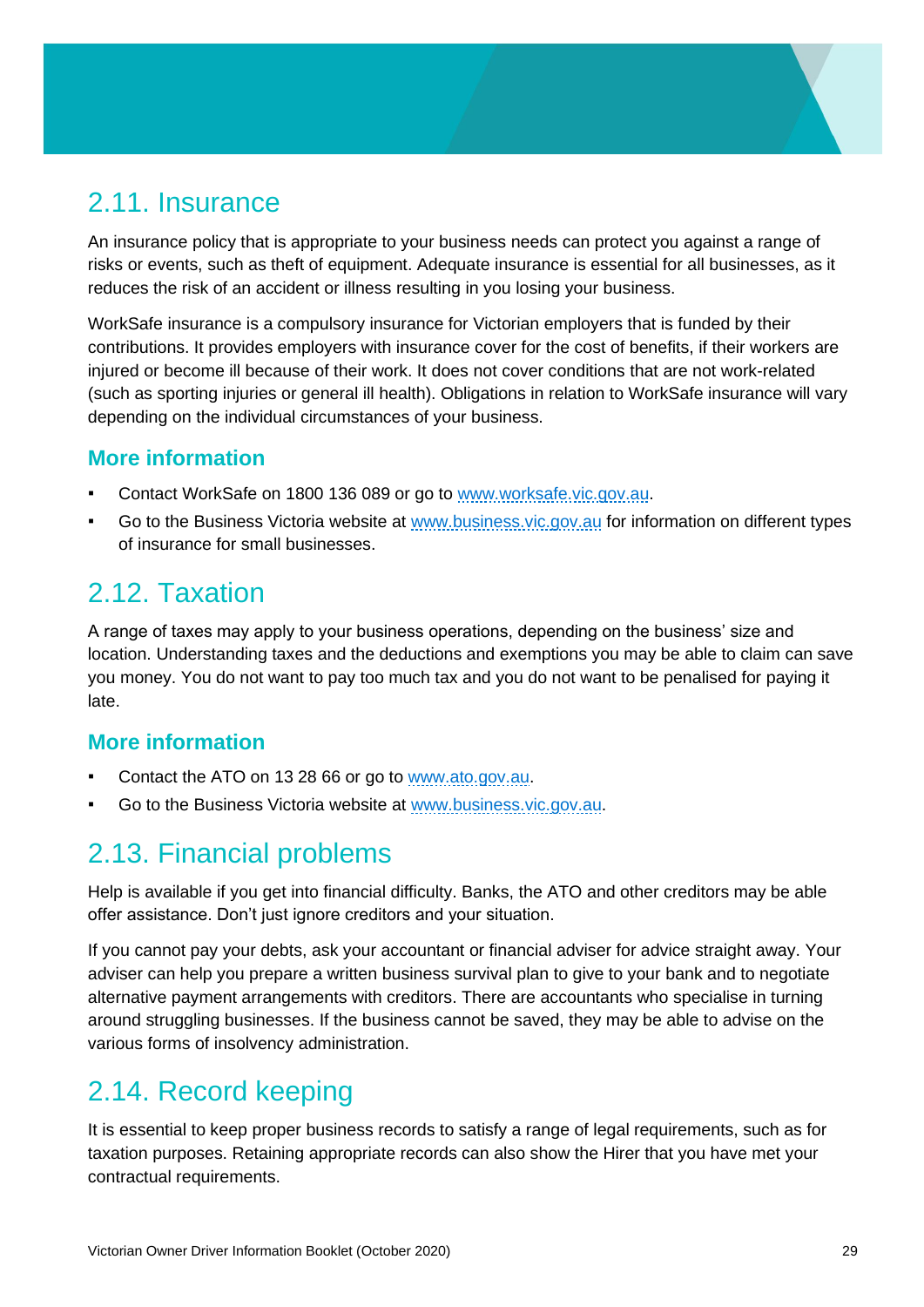## 2.11. Insurance

An insurance policy that is appropriate to your business needs can protect you against a range of risks or events, such as theft of equipment. Adequate insurance is essential for all businesses, as it reduces the risk of an accident or illness resulting in you losing your business.

WorkSafe insurance is a compulsory insurance for Victorian employers that is funded by their contributions. It provides employers with insurance cover for the cost of benefits, if their workers are injured or become ill because of their work. It does not cover conditions that are not work-related (such as sporting injuries or general ill health). Obligations in relation to WorkSafe insurance will vary depending on the individual circumstances of your business.

### More information

- Contact WorkSafe on 1800 136 089 or go to www.worksafe.vic.gov.au.
- Go to the Business Victoria website at www.business.vic.gov.au for information on different types of insurance for small businesses.

## 2.12. Taxation

A range of taxes may apply to your business operations, depending on the business' size and location. Understanding taxes and the deductions and exemptions you may be able to claim can save you money. You do not want to pay too much tax and you do not want to be penalised for paying it late.

### More information

- Contact the ATO on 13 28 66 or go to www.ato.gov.au.
- Go to the Business Victoria website at www.business.vic.gov.au.

## 2.13. Financial problems

Help is available if you get into financial difficulty. Banks, the ATO and other creditors may be able offer assistance. Don't just ignore creditors and your situation.

If you cannot pay your debts, ask your accountant or financial adviser for advice straight away. Your adviser can help you prepare a written business survival plan to give to your bank and to negotiate alternative payment arrangements with creditors. There are accountants who specialise in turning around struggling businesses. If the business cannot be saved, they may be able to advise on the various forms of insolvency administration.

## 2.14. Record keeping

It is essential to keep proper business records to satisfy a range of legal requirements, such as for taxation purposes. Retaining appropriate records can also show the Hirer that you have met your contractual requirements.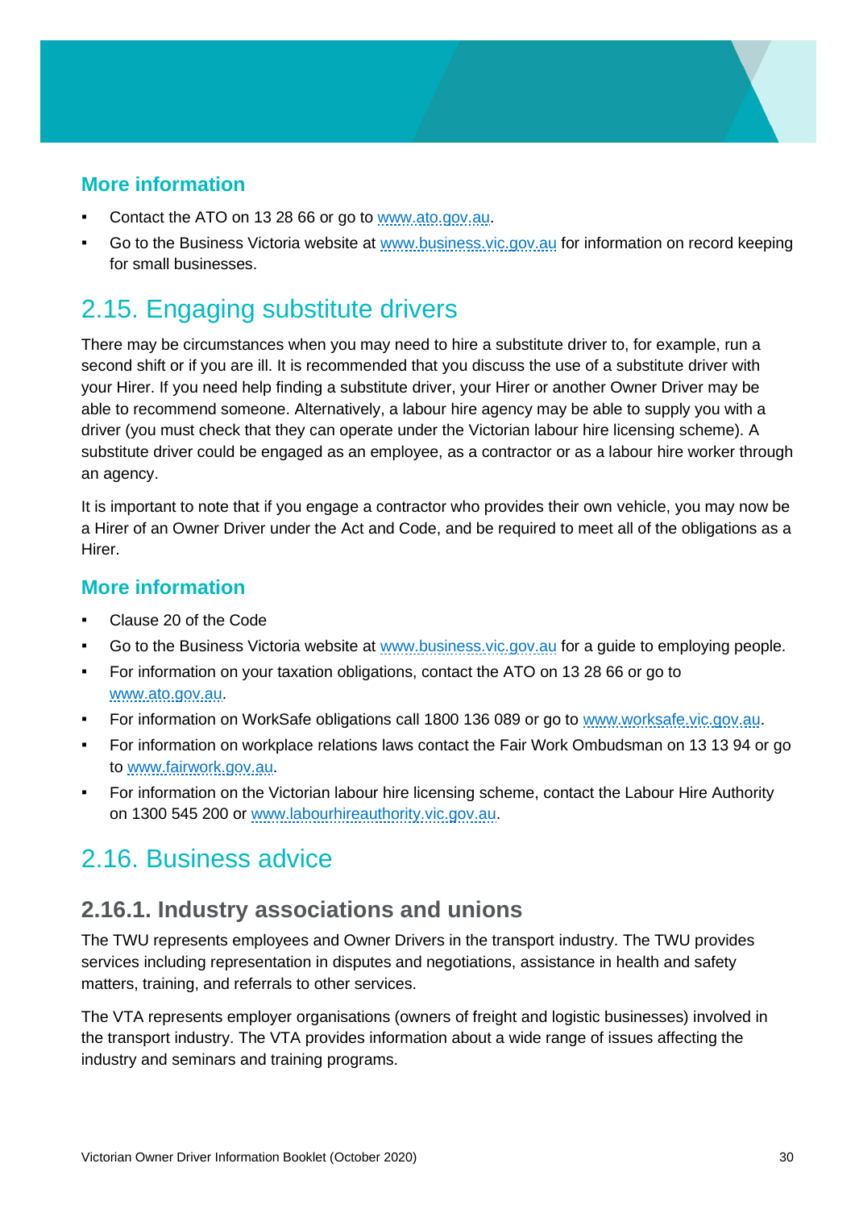### More information

- Contact the ATO on 13 28 66 or go to www.ato.gov.au.
- Go to the Business Victoria website at www.business.vic.gov.au for information on record keeping for small businesses.

## 2.15. Engaging substitute drivers

There may be circumstances when you may need to hire a substitute driver to, for example, run a second shift or if you are ill. It is recommended that you discuss the use of a substitute driver with your Hirer. If you need help finding a substitute driver, your Hirer or another Owner Driver may be able to recommend someone. Alternatively, a labour hire agency may be able to supply you with a driver (you must check that they can operate under the Victorian labour hire licensing scheme). A substitute driver could be engaged as an employee, as a contractor or as a labour hire worker through an agency.

It is important to note that if you engage a contractor who provides their own vehicle, you may now be a Hirer of an Owner Driver under the Act and Code, and be required to meet all of the obligations as a Hirer.

### More information

- Clause 20 of the Code
- Go to the Business Victoria website at www.business.vic.gov.au for a guide to employing people.
- For information on your taxation obligations, contact the ATO on 13 28 66 or go to www.ato.gov.au.
- For information on WorkSafe obligations call 1800 136 089 or go to www.worksafe.vic.gov.au.
- For information on workplace relations laws contact the Fair Work Ombudsman on 13 13 94 or go to www.fairwork.gov.au.
- For information on the Victorian labour hire licensing scheme, contact the Labour Hire Authority on 1300 545 200 or www.labourhireauthority.vic.gov.au.

## 2.16. Business advice

### 2.16.1. Industry associations and unions

The TWU represents employees and Owner Drivers in the transport industry. The TWU provides services including representation in disputes and negotiations, assistance in health and safety matters, training, and referrals to other services.

The VTA represents employer organisations (owners of freight and logistic businesses) involved in the transport industry. The VTA provides information about a wide range of issues affecting the industry and seminars and training programs.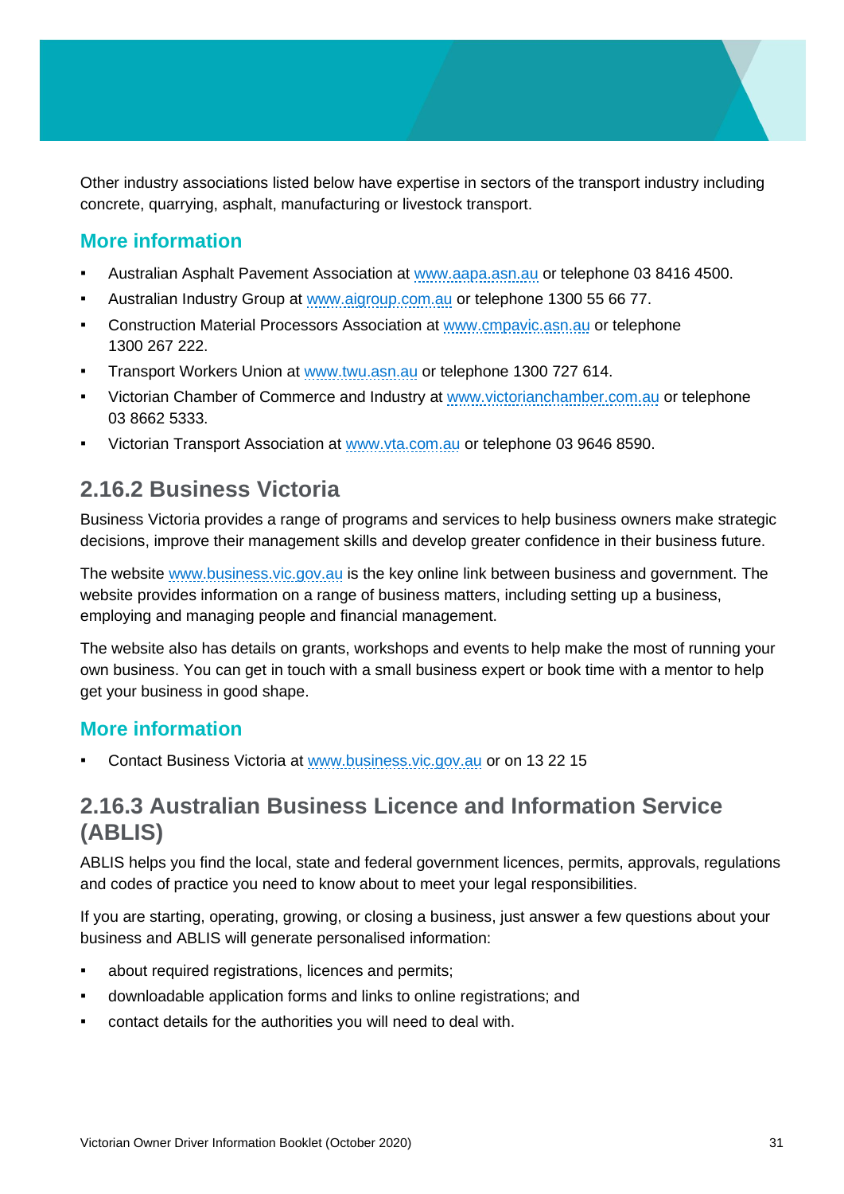Other industry associations listed below have expertise in sectors of the transport industry including concrete, quarrying, asphalt, manufacturing or livestock transport.

### More information

- Australian Asphalt Pavement Association at www.aapa.asn.au or telephone 03 8416 4500.
- Australian Industry Group at www.aigroup.com.au or telephone 1300 55 66 77.
- Construction Material Processors Association at www.cmpavic.asn.au or telephone 1300 267 222.
- Transport Workers Union at www.twu.asn.au or telephone 1300 727 614.
- Victorian Chamber of Commerce and Industry at www.victorianchamber.com.au or telephone 03 8662 5333.
- Victorian Transport Association at www.vta.com.au or telephone 03 9646 8590.

## 2.16.2 Business Victoria

Business Victoria provides a range of programs and services to help business owners make strategic decisions, improve their management skills and develop greater confidence in their business future.

The website www.business.vic.gov.au is the key online link between business and government. The website provides information on a range of business matters, including setting up a business, employing and managing people and financial management.

The website also has details on grants, workshops and events to help make the most of running your own business. You can get in touch with a small business expert or book time with a mentor to help get your business in good shape.

### More information

- Contact Business Victoria at www.business.vic.gov.au or on 13 22 15

## 2.16.3 Australian Business Licence and Information Service (ABLIS)

ABLIS helps you find the local, state and federal government licences, permits, approvals, regulations and codes of practice you need to know about to meet your legal responsibilities.

If you are starting, operating, growing, or closing a business, just answer a few questions about your business and ABLIS will generate personalised information:

- about required registrations, licences and permits;
- downloadable application forms and links to online registrations; and
- contact details for the authorities you will need to deal with.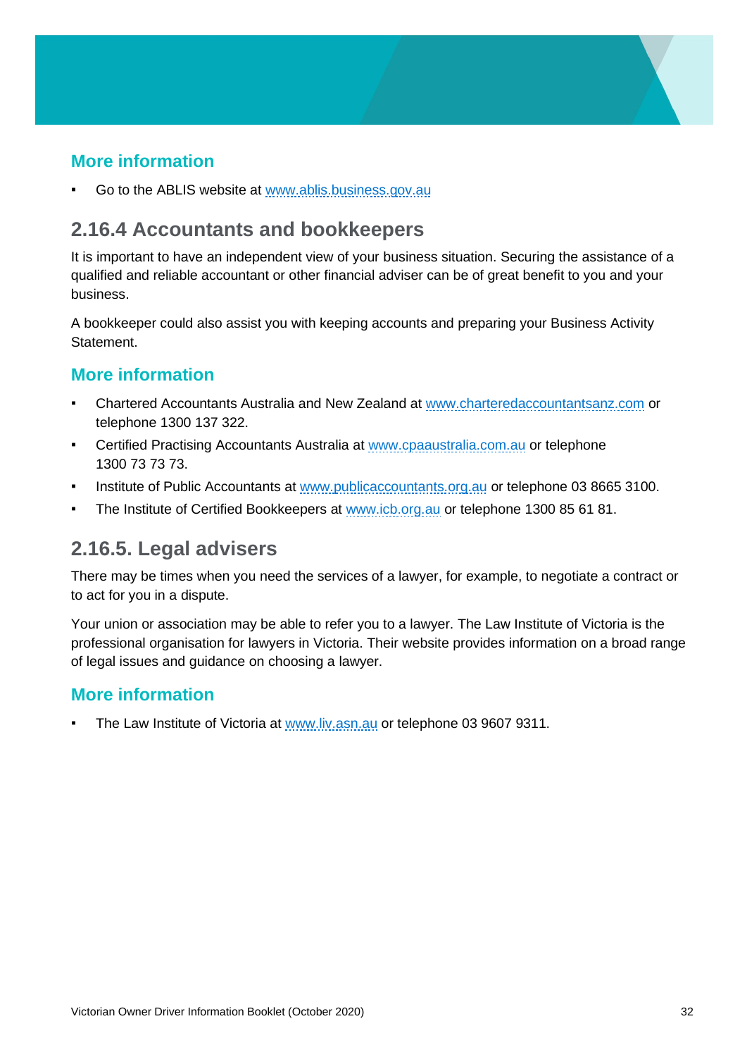### More information

- Go to the ABLIS website at www.ablis.business.gov.au

## 2.16.4 Accountants and bookkeepers

It is important to have an independent view of your business situation. Securing the assistance of a qualified and reliable accountant or other financial adviser can be of great benefit to you and your business.

A bookkeeper could also assist you with keeping accounts and preparing your Business Activity Statement.

### More information

- Chartered Accountants Australia and New Zealand at www.charteredaccountantsanz.com or telephone 1300 137 322.
- Certified Practising Accountants Australia at www.cpaaustralia.com.au or telephone 1300 73 73 73.
- Institute of Public Accountants at www.publicaccountants.org.au or telephone 03 8665 3100.
- The Institute of Certified Bookkeepers at www.icb.org.au or telephone 1300 85 61 81.

## 2.16.5. Legal advisers

There may be times when you need the services of a lawyer, for example, to negotiate a contract or to act for you in a dispute.

Your union or association may be able to refer you to a lawyer. The Law Institute of Victoria is the professional organisation for lawyers in Victoria. Their website provides information on a broad range of legal issues and guidance on choosing a lawyer.

### More information

- The Law Institute of Victoria at www.liv.asn.au or telephone 03 9607 9311.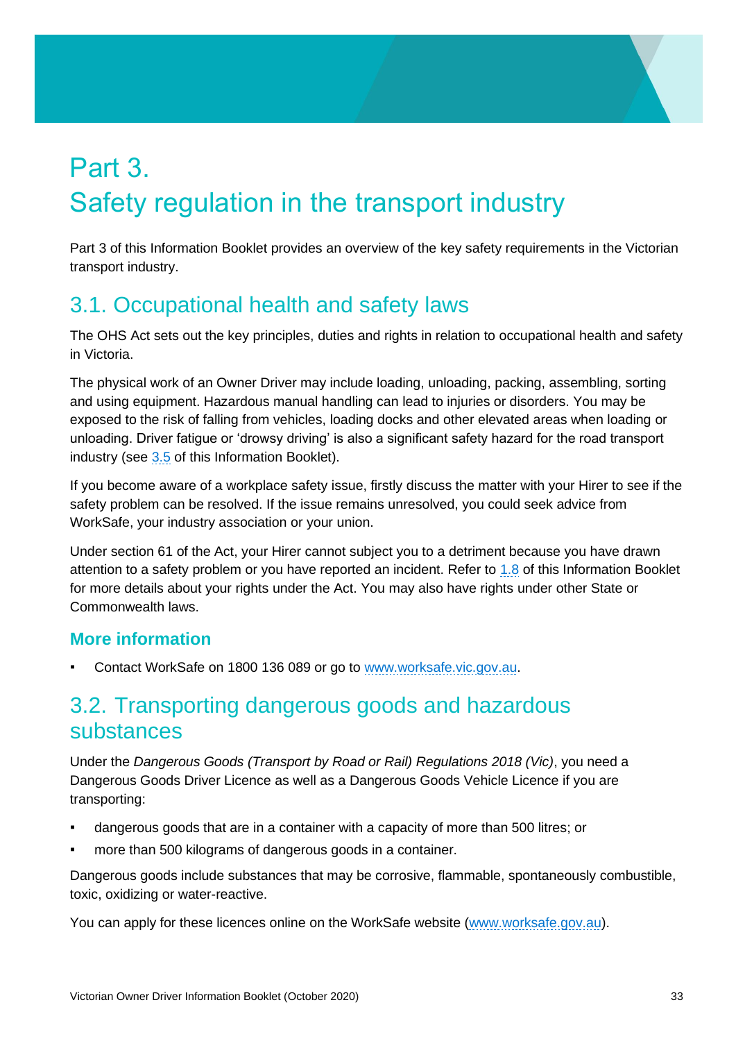# Part 3. Safety regulation in the transport industry

Part 3 of this Information Booklet provides an overview of the key safety requirements in the Victorian transport industry.

## 3.1. Occupational health and safety laws

The OHS Act sets out the key principles, duties and rights in relation to occupational health and safety in Victoria.

The physical work of an Owner Driver may include loading, unloading, packing, assembling, sorting and using equipment. Hazardous manual handling can lead to injuries or disorders. You may be exposed to the risk of falling from vehicles, loading docks and other elevated areas when loading or unloading. Driver fatigue or 'drowsy driving' is also a significant safety hazard for the road transport industry (see 3.5 of this Information Booklet).

If you become aware of a workplace safety issue, firstly discuss the matter with your Hirer to see if the safety problem can be resolved. If the issue remains unresolved, you could seek advice from WorkSafe, your industry association or your union.

Under section 61 of the Act, your Hirer cannot subject you to a detriment because you have drawn attention to a safety problem or you have reported an incident. Refer to 1.8 of this Information Booklet for more details about your rights under the Act. You may also have rights under other State or Commonwealth laws.

### More information

- Contact WorkSafe on 1800 136 089 or go to www.worksafe.vic.gov.au.

## 3.2. Transporting dangerous goods and hazardous substances

Under the *Dangerous Goods (Transport by Road or Rail) Regulations 2018 (Vic)*, you need a Dangerous Goods Driver Licence as well as a Dangerous Goods Vehicle Licence if you are transporting:

- dangerous goods that are in a container with a capacity of more than 500 litres; or
- more than 500 kilograms of dangerous goods in a container.

Dangerous goods include substances that may be corrosive, flammable, spontaneously combustible, toxic, oxidizing or water-reactive.

You can apply for these licences online on the WorkSafe website (www.worksafe.gov.au).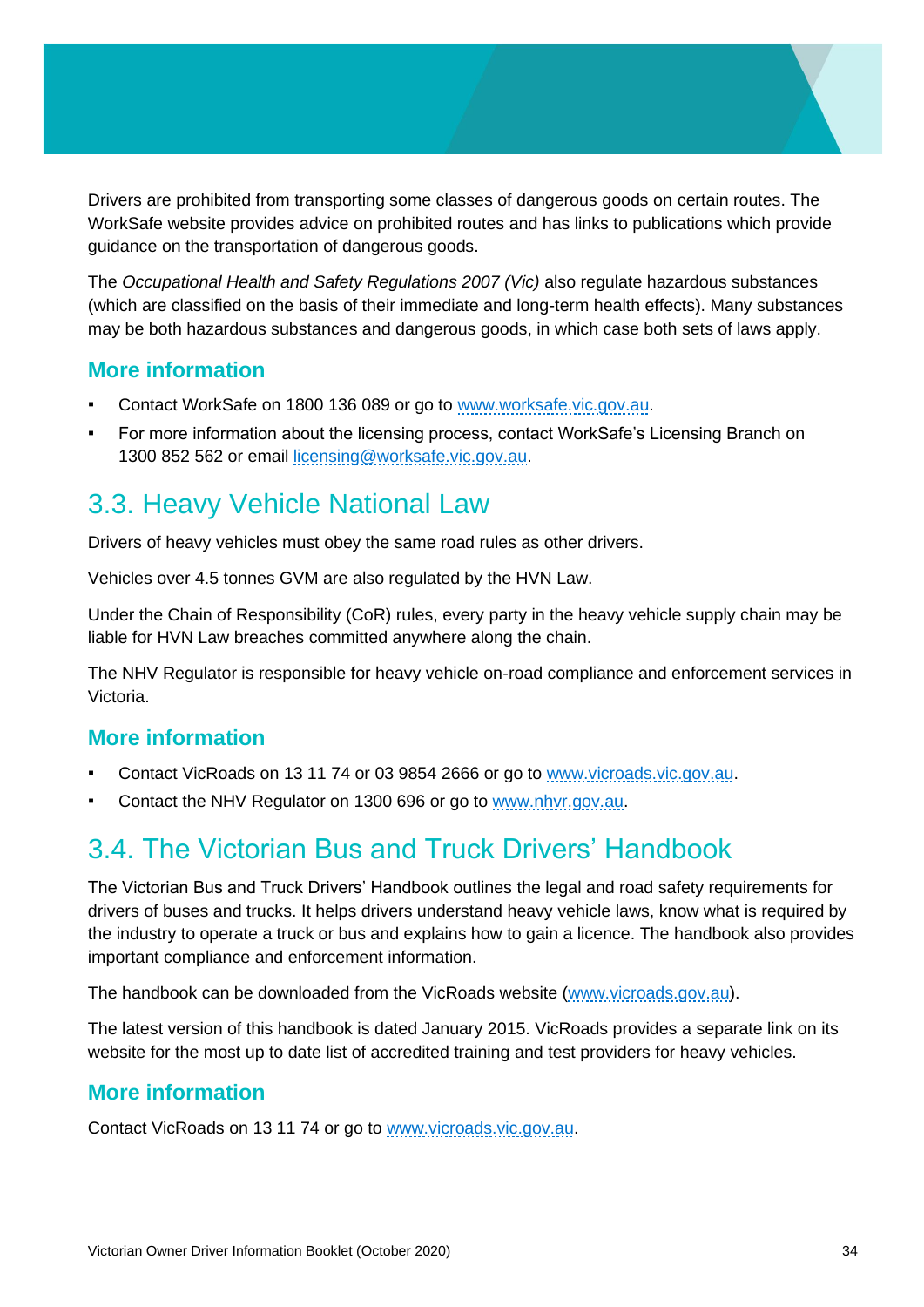Drivers are prohibited from transporting some classes of dangerous goods on certain routes. The WorkSafe website provides advice on prohibited routes and has links to publications which provide guidance on the transportation of dangerous goods.

The *Occupational Health and Safety Regulations 2007 (Vic)* also regulate hazardous substances (which are classified on the basis of their immediate and long-term health effects). Many substances may be both hazardous substances and dangerous goods, in which case both sets of laws apply.

### More information

- Contact WorkSafe on 1800 136 089 or go to www.worksafe.vic.gov.au.
- For more information about the licensing process, contact WorkSafe's Licensing Branch on 1300 852 562 or email licensing@worksafe.vic.gov.au.

## 3.3. Heavy Vehicle National Law

Drivers of heavy vehicles must obey the same road rules as other drivers.

Vehicles over 4.5 tonnes GVM are also regulated by the HVN Law.

Under the Chain of Responsibility (CoR) rules, every party in the heavy vehicle supply chain may be liable for HVN Law breaches committed anywhere along the chain.

The NHV Regulator is responsible for heavy vehicle on-road compliance and enforcement services in Victoria.

### More information

- Contact VicRoads on 13 11 74 or 03 9854 2666 or go to www.vicroads.vic.gov.au.
- Contact the NHV Regulator on 1300 696 or go to www.nhvr.gov.au.

## 3.4. The Victorian Bus and Truck Drivers' Handbook

The Victorian Bus and Truck Drivers' Handbook outlines the legal and road safety requirements for drivers of buses and trucks. It helps drivers understand heavy vehicle laws, know what is required by the industry to operate a truck or bus and explains how to gain a licence. The handbook also provides important compliance and enforcement information.

The handbook can be downloaded from the VicRoads website (www.vicroads.gov.au).

The latest version of this handbook is dated January 2015. VicRoads provides a separate link on its website for the most up to date list of accredited training and test providers for heavy vehicles.

### More information

Contact VicRoads on 13 11 74 or go to www.vicroads.vic.gov.au.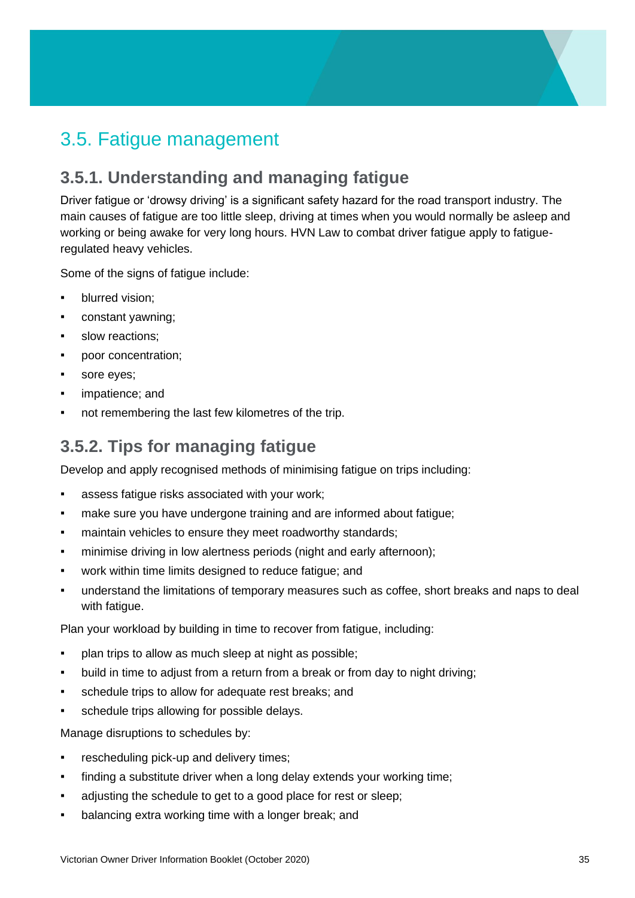## 3.5. Fatigue management

### 3.5.1. Understanding and managing fatigue

Driver fatigue or 'drowsy driving' is a significant safety hazard for the road transport industry. The main causes of fatigue are too little sleep, driving at times when you would normally be asleep and working or being awake for very long hours. HVN Law to combat driver fatigue apply to fatigue-regulated heavy vehicles.

Some of the signs of fatigue include:

- blurred vision;
- constant yawning;
- slow reactions;
- poor concentration;
- sore eyes;
- impatience; and
- not remembering the last few kilometres of the trip.

### 3.5.2. Tips for managing fatigue

Develop and apply recognised methods of minimising fatigue on trips including:

- assess fatigue risks associated with your work;
- make sure you have undergone training and are informed about fatigue;
- maintain vehicles to ensure they meet roadworthy standards;
- minimise driving in low alertness periods (night and early afternoon);
- work within time limits designed to reduce fatigue; and
- understand the limitations of temporary measures such as coffee, short breaks and naps to deal with fatigue.

Plan your workload by building in time to recover from fatigue, including:

- plan trips to allow as much sleep at night as possible;
- build in time to adjust from a return from a break or from day to night driving;
- schedule trips to allow for adequate rest breaks; and
- schedule trips allowing for possible delays.

Manage disruptions to schedules by:

- rescheduling pick-up and delivery times;
- finding a substitute driver when a long delay extends your working time;
- adjusting the schedule to get to a good place for rest or sleep;
- balancing extra working time with a longer break; and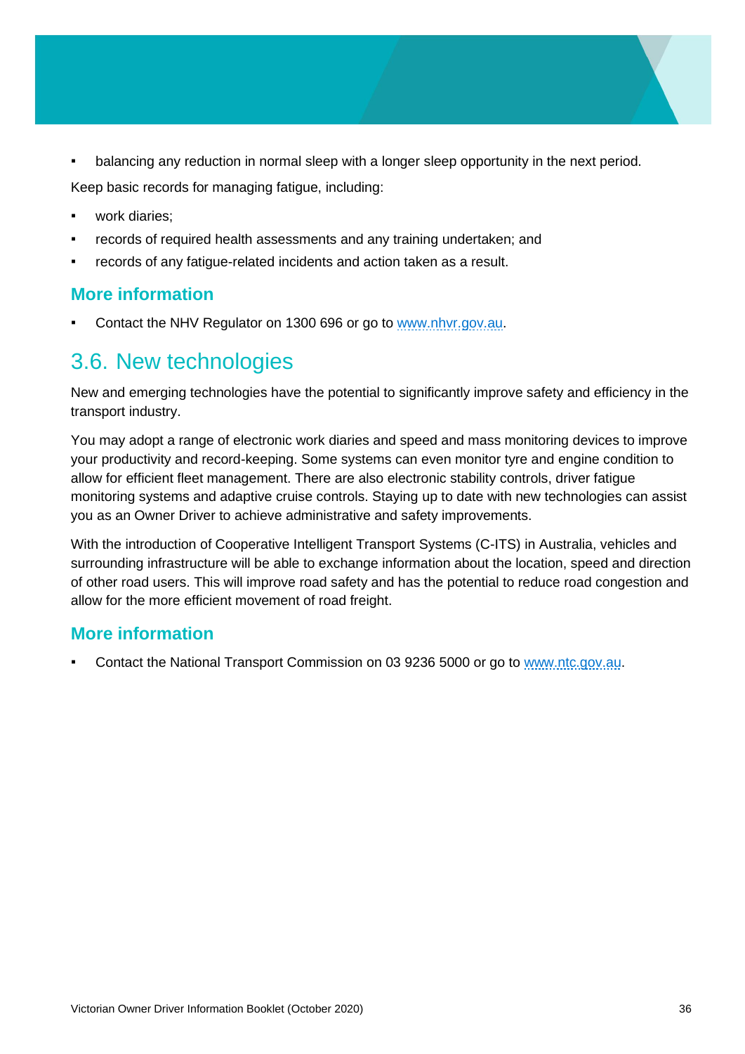- balancing any reduction in normal sleep with a longer sleep opportunity in the next period.

Keep basic records for managing fatigue, including:

- work diaries;
- records of required health assessments and any training undertaken; and
- records of any fatigue-related incidents and action taken as a result.

### More information

- Contact the NHV Regulator on 1300 696 or go to www.nhvr.gov.au.

## 3.6. New technologies

New and emerging technologies have the potential to significantly improve safety and efficiency in the transport industry.

You may adopt a range of electronic work diaries and speed and mass monitoring devices to improve your productivity and record-keeping. Some systems can even monitor tyre and engine condition to allow for efficient fleet management. There are also electronic stability controls, driver fatigue monitoring systems and adaptive cruise controls. Staying up to date with new technologies can assist you as an Owner Driver to achieve administrative and safety improvements.

With the introduction of Cooperative Intelligent Transport Systems (C-ITS) in Australia, vehicles and surrounding infrastructure will be able to exchange information about the location, speed and direction of other road users. This will improve road safety and has the potential to reduce road congestion and allow for the more efficient movement of road freight.

### More information

- Contact the National Transport Commission on 03 9236 5000 or go to www.ntc.gov.au.